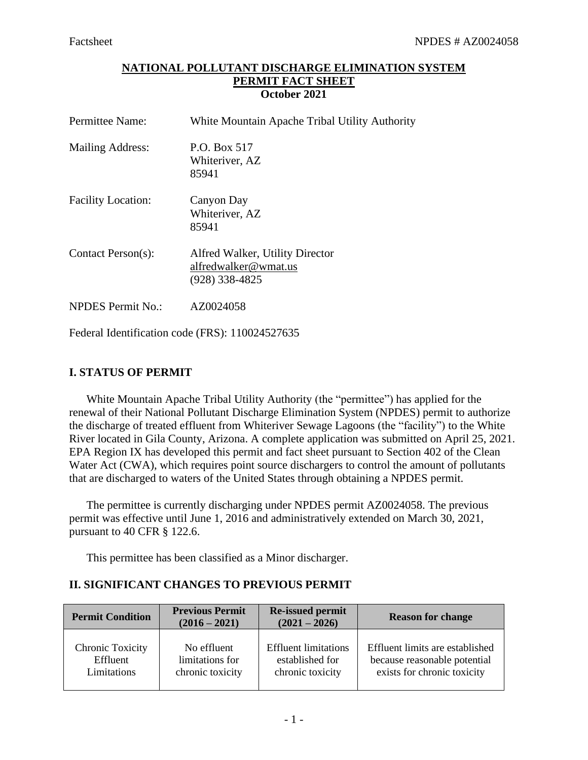# NATIONAL POLLUTANT DISCHARGE ELIMINATION SYSTEM PERMIT FACT SHEET

**October 2021**

Permittee Name: White Mountain Apache Tribal Utility Authority

Mailing Address: P.O. Box 517
Whiteriver, AZ
85941

Facility Location: Canyon Day
Whiteriver, AZ
85941

Contact Person(s): Alfred Walker, Utility Director
alfredwalker@wmat.us
(928) 338-4825

NPDES Permit No.: AZ0024058

Federal Identification code (FRS): 110024527635

## I. STATUS OF PERMIT

White Mountain Apache Tribal Utility Authority (the "permittee") has applied for the renewal of their National Pollutant Discharge Elimination System (NPDES) permit to authorize the discharge of treated effluent from Whiteriver Sewage Lagoons (the "facility") to the White River located in Gila County, Arizona. A complete application was submitted on April 25, 2021. EPA Region IX has developed this permit and fact sheet pursuant to Section 402 of the Clean Water Act (CWA), which requires point source dischargers to control the amount of pollutants that are discharged to waters of the United States through obtaining a NPDES permit.

The permittee is currently discharging under NPDES permit AZ0024058. The previous permit was effective until June 1, 2016 and administratively extended on March 30, 2021, pursuant to 40 CFR § 122.6.

This permittee has been classified as a Minor discharger.

## II. SIGNIFICANT CHANGES TO PREVIOUS PERMIT

| Permit Condition | Previous Permit (2016 – 2021) | Re-issued permit (2021 – 2026) | Reason for change |
|---|---|---|---|
| Chronic Toxicity Effluent Limitations | No effluent limitations for chronic toxicity | Effluent limitations established for chronic toxicity | Effluent limits are established because reasonable potential exists for chronic toxicity |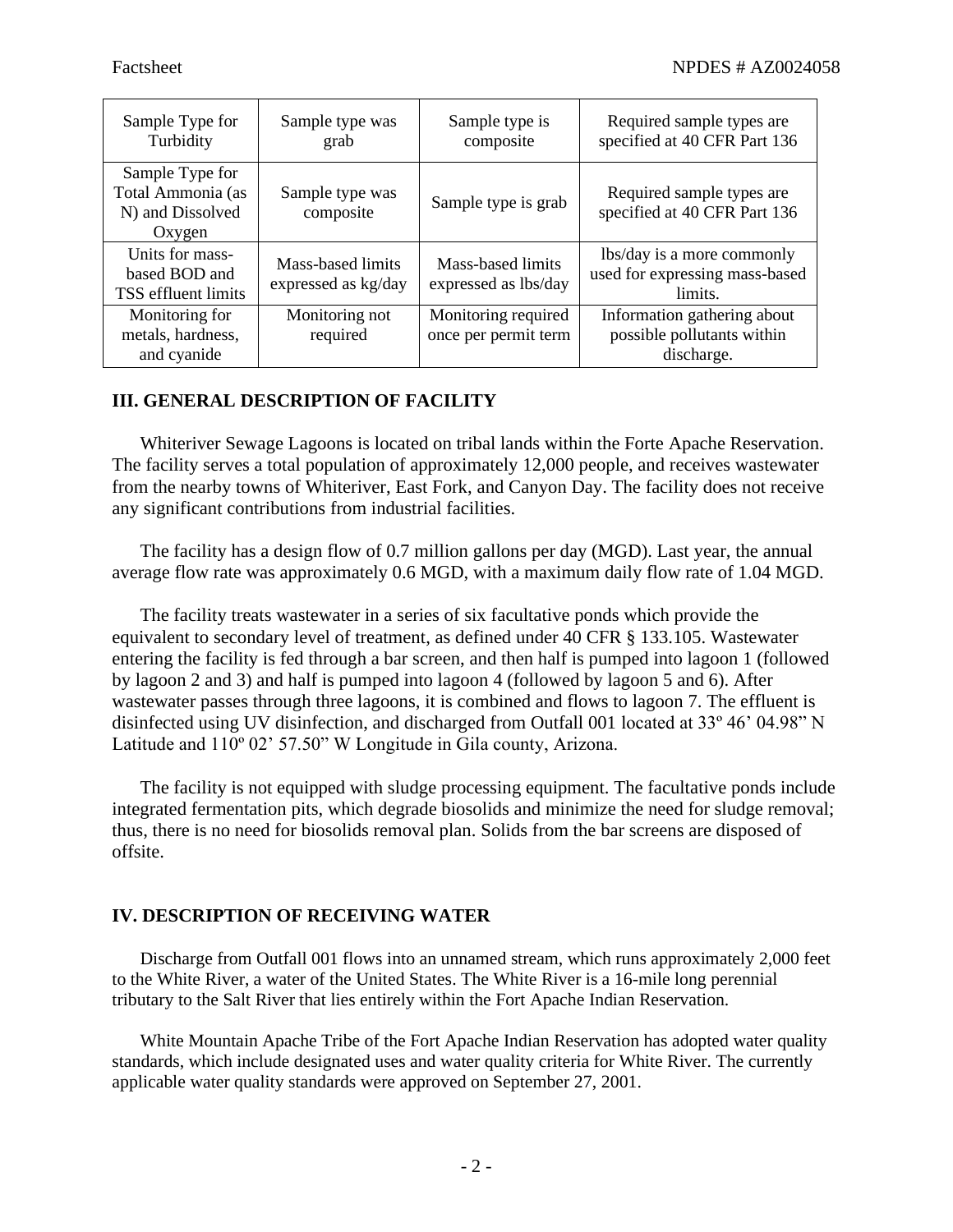| Sample Type for Turbidity | Sample type was grab | Sample type is composite | Required sample types are specified at 40 CFR Part 136 |
|---|---|---|---|
| Sample Type for Total Ammonia (as N) and Dissolved Oxygen | Sample type was composite | Sample type is grab | Required sample types are specified at 40 CFR Part 136 |
| Units for mass-based BOD and TSS effluent limits | Mass-based limits expressed as kg/day | Mass-based limits expressed as lbs/day | lbs/day is a more commonly used for expressing mass-based limits. |
| Monitoring for metals, hardness, and cyanide | Monitoring not required | Monitoring required once per permit term | Information gathering about possible pollutants within discharge. |

## III. GENERAL DESCRIPTION OF FACILITY

Whiteriver Sewage Lagoons is located on tribal lands within the Forte Apache Reservation. The facility serves a total population of approximately 12,000 people, and receives wastewater from the nearby towns of Whiteriver, East Fork, and Canyon Day. The facility does not receive any significant contributions from industrial facilities.

The facility has a design flow of 0.7 million gallons per day (MGD). Last year, the annual average flow rate was approximately 0.6 MGD, with a maximum daily flow rate of 1.04 MGD.

The facility treats wastewater in a series of six facultative ponds which provide the equivalent to secondary level of treatment, as defined under 40 CFR § 133.105. Wastewater entering the facility is fed through a bar screen, and then half is pumped into lagoon 1 (followed by lagoon 2 and 3) and half is pumped into lagoon 4 (followed by lagoon 5 and 6). After wastewater passes through three lagoons, it is combined and flows to lagoon 7. The effluent is disinfected using UV disinfection, and discharged from Outfall 001 located at 33º 46' 04.98" N Latitude and 110º 02' 57.50" W Longitude in Gila county, Arizona.

The facility is not equipped with sludge processing equipment. The facultative ponds include integrated fermentation pits, which degrade biosolids and minimize the need for sludge removal; thus, there is no need for biosolids removal plan. Solids from the bar screens are disposed of offsite.

## IV. DESCRIPTION OF RECEIVING WATER

Discharge from Outfall 001 flows into an unnamed stream, which runs approximately 2,000 feet to the White River, a water of the United States. The White River is a 16-mile long perennial tributary to the Salt River that lies entirely within the Fort Apache Indian Reservation.

White Mountain Apache Tribe of the Fort Apache Indian Reservation has adopted water quality standards, which include designated uses and water quality criteria for White River. The currently applicable water quality standards were approved on September 27, 2001.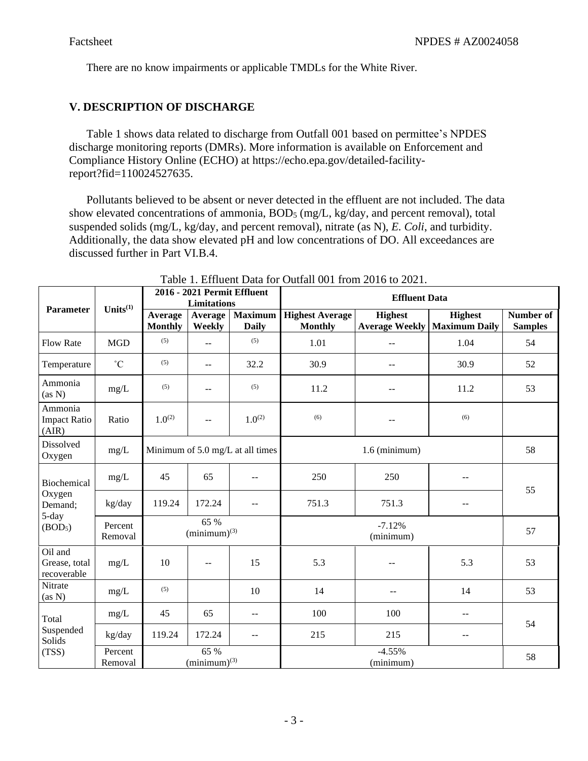There are no know impairments or applicable TMDLs for the White River.

## V. DESCRIPTION OF DISCHARGE

Table 1 shows data related to discharge from Outfall 001 based on permittee's NPDES discharge monitoring reports (DMRs). More information is available on Enforcement and Compliance History Online (ECHO) at https://echo.epa.gov/detailed-facility-report?fid=110024527635.

Pollutants believed to be absent or never detected in the effluent are not included. The data show elevated concentrations of ammonia, $BOD_5$ (mg/L, kg/day, and percent removal), total suspended solids (mg/L, kg/day, and percent removal), nitrate (as N), *E. Coli*, and turbidity. Additionally, the data show elevated pH and low concentrations of DO. All exceedances are discussed further in Part VI.B.4.

Table 1. Effluent Data for Outfall 001 from 2016 to 2021.

| Parameter | Units[1] | 2016 - 2021 Permit Effluent Limitations | | | Effluent Data | | | |
|---|---|---|---|---|---|---|---|---|
| | | Average Monthly | Average Weekly | Maximum Daily | Highest Average Monthly | Highest Average Weekly | Highest Maximum Daily | Number of Samples |
| Flow Rate | MGD | [5] | -- | [5] | 1.01 | -- | 1.04 | 54 |
| Temperature | ˚C | [5] | -- | 32.2 | 30.9 | -- | 30.9 | 52 |
| Ammonia (as N) | mg/L | [5] | -- | [5] | 11.2 | -- | 11.2 | 53 |
| Ammonia Impact Ratio (AIR) | Ratio | 1.0[2] | -- | 1.0[2] | [6] | -- | [6] | |
| Dissolved Oxygen | mg/L | Minimum of 5.0 mg/L at all times | | | 1.6 (minimum) | | | 58 |
| Biochemical Oxygen Demand; 5-day ($BOD_5$) | mg/L | 45 | 65 | -- | 250 | 250 | -- | 55 |
| | kg/day | 119.24 | 172.24 | -- | 751.3 | 751.3 | -- | |
| | Percent Removal | 65 % (minimum)[3] | | | -7.12% (minimum) | | | 57 |
| Oil and Grease, total recoverable | mg/L | 10 | -- | 15 | 5.3 | -- | 5.3 | 53 |
| Nitrate (as N) | mg/L | [5] | | 10 | 14 | -- | 14 | 53 |
| Total Suspended Solids (TSS) | mg/L | 45 | 65 | -- | 100 | 100 | -- | 54 |
| | kg/day | 119.24 | 172.24 | -- | 215 | 215 | -- | |
| | Percent Removal | 65 % (minimum)[3] | | | -4.55% (minimum) | | | 58 |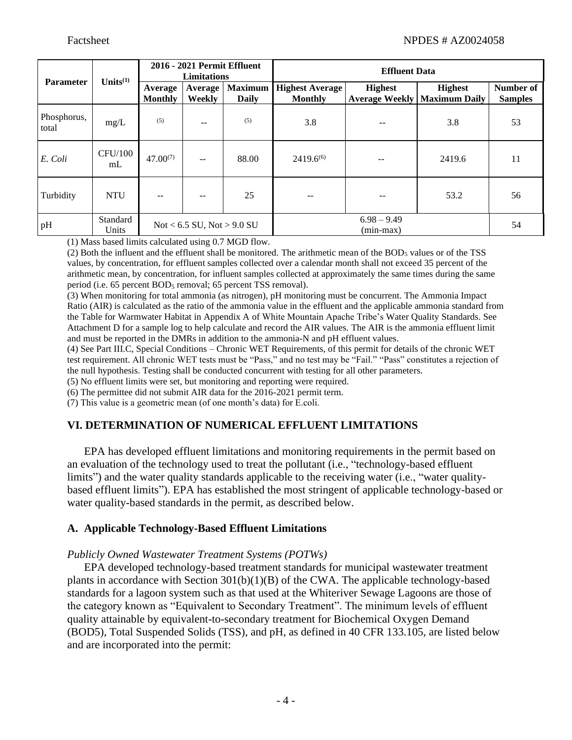| Parameter | Units[(1)] | 2016 - 2021 Permit Effluent Limitations | | | Effluent Data | | | |
|---|---|---|---|---|---|---|---|---|
| | | Average Monthly | Average Weekly | Maximum Daily | Highest Average Monthly | Highest Average Weekly | Highest Maximum Daily | Number of Samples |
| Phosphorus, total | mg/L | [(5)] | -- | [(5)] | 3.8 | -- | 3.8 | 53 |
| *E. Coli* | CFU/100 mL | 47.00[(7)] | -- | 88.00 | 2419.6[(6)] | -- | 2419.6 | 11 |
| Turbidity | NTU | -- | -- | 25 | -- | -- | 53.2 | 56 |
| pH | Standard Units | Not < 6.5 SU, Not > 9.0 SU | | | 6.98 – 9.49 (min-max) | | | 54 |

(1) Mass based limits calculated using 0.7 MGD flow.

(2) Both the influent and the effluent shall be monitored. The arithmetic mean of the $BOD_5$ values or of the TSS values, by concentration, for effluent samples collected over a calendar month shall not exceed 35 percent of the arithmetic mean, by concentration, for influent samples collected at approximately the same times during the same period (i.e. 65 percent $BOD_5$ removal; 65 percent TSS removal).

(3) When monitoring for total ammonia (as nitrogen), pH monitoring must be concurrent. The Ammonia Impact Ratio (AIR) is calculated as the ratio of the ammonia value in the effluent and the applicable ammonia standard from the Table for Warmwater Habitat in Appendix A of White Mountain Apache Tribe's Water Quality Standards. See Attachment D for a sample log to help calculate and record the AIR values. The AIR is the ammonia effluent limit and must be reported in the DMRs in addition to the ammonia-N and pH effluent values.

(4) See Part III.C, Special Conditions – Chronic WET Requirements, of this permit for details of the chronic WET test requirement. All chronic WET tests must be "Pass," and no test may be "Fail." "Pass" constitutes a rejection of the null hypothesis. Testing shall be conducted concurrent with testing for all other parameters.

(5) No effluent limits were set, but monitoring and reporting were required.

(6) The permittee did not submit AIR data for the 2016-2021 permit term.

(7) This value is a geometric mean (of one month's data) for E.coli.

## VI. DETERMINATION OF NUMERICAL EFFLUENT LIMITATIONS

EPA has developed effluent limitations and monitoring requirements in the permit based on an evaluation of the technology used to treat the pollutant (i.e., "technology-based effluent limits") and the water quality standards applicable to the receiving water (i.e., "water quality-based effluent limits"). EPA has established the most stringent of applicable technology-based or water quality-based standards in the permit, as described below.

### A. Applicable Technology-Based Effluent Limitations

*Publicly Owned Wastewater Treatment Systems (POTWs)*

EPA developed technology-based treatment standards for municipal wastewater treatment plants in accordance with Section 301(b)(1)(B) of the CWA. The applicable technology-based standards for a lagoon system such as that used at the Whiteriver Sewage Lagoons are those of the category known as "Equivalent to Secondary Treatment". The minimum levels of effluent quality attainable by equivalent-to-secondary treatment for Biochemical Oxygen Demand (BOD5), Total Suspended Solids (TSS), and pH, as defined in 40 CFR 133.105, are listed below and are incorporated into the permit: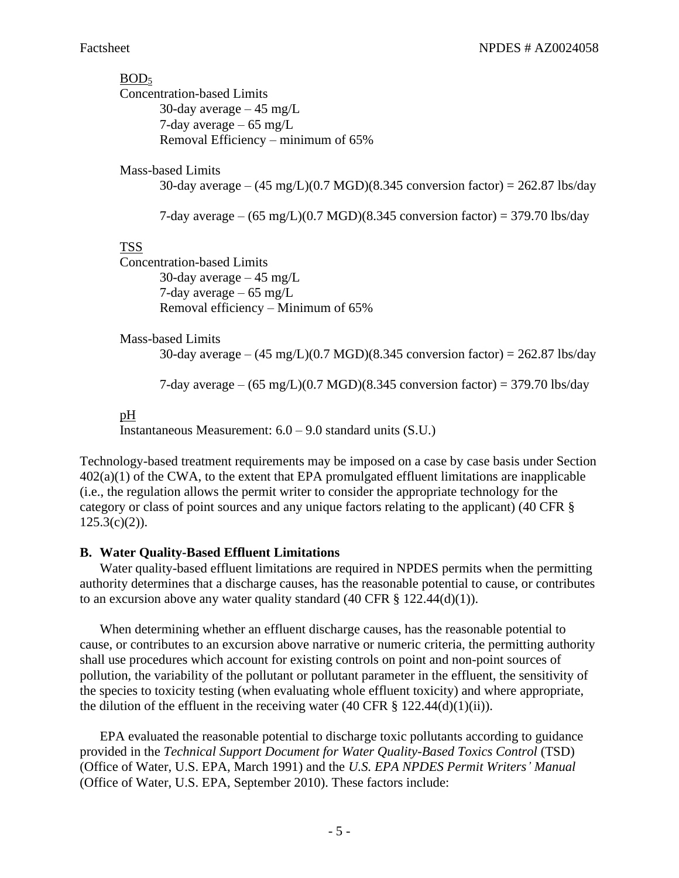<u>$BOD_5$</u>

Concentration-based Limits

30-day average – 45 mg/L
7-day average – 65 mg/L
Removal Efficiency – minimum of 65%

Mass-based Limits

30-day average – (45 mg/L)(0.7 MGD)(8.345 conversion factor) = 262.87 lbs/day

7-day average – (65 mg/L)(0.7 MGD)(8.345 conversion factor) = 379.70 lbs/day

<u>TSS</u>

Concentration-based Limits

30-day average – 45 mg/L
7-day average – 65 mg/L
Removal efficiency – Minimum of 65%

Mass-based Limits

30-day average – (45 mg/L)(0.7 MGD)(8.345 conversion factor) = 262.87 lbs/day

7-day average – (65 mg/L)(0.7 MGD)(8.345 conversion factor) = 379.70 lbs/day

<u>pH</u>

Instantaneous Measurement: 6.0 – 9.0 standard units (S.U.)

Technology-based treatment requirements may be imposed on a case by case basis under Section 402(a)(1) of the CWA, to the extent that EPA promulgated effluent limitations are inapplicable (i.e., the regulation allows the permit writer to consider the appropriate technology for the category or class of point sources and any unique factors relating to the applicant) (40 CFR § 125.3(c)(2)).

**B. Water Quality-Based Effluent Limitations**

Water quality-based effluent limitations are required in NPDES permits when the permitting authority determines that a discharge causes, has the reasonable potential to cause, or contributes to an excursion above any water quality standard (40 CFR § 122.44(d)(1)).

When determining whether an effluent discharge causes, has the reasonable potential to cause, or contributes to an excursion above narrative or numeric criteria, the permitting authority shall use procedures which account for existing controls on point and non-point sources of pollution, the variability of the pollutant or pollutant parameter in the effluent, the sensitivity of the species to toxicity testing (when evaluating whole effluent toxicity) and where appropriate, the dilution of the effluent in the receiving water (40 CFR § 122.44(d)(1)(ii)).

EPA evaluated the reasonable potential to discharge toxic pollutants according to guidance provided in the *Technical Support Document for Water Quality-Based Toxics Control* (TSD) (Office of Water, U.S. EPA, March 1991) and the *U.S. EPA NPDES Permit Writers' Manual* (Office of Water, U.S. EPA, September 2010). These factors include: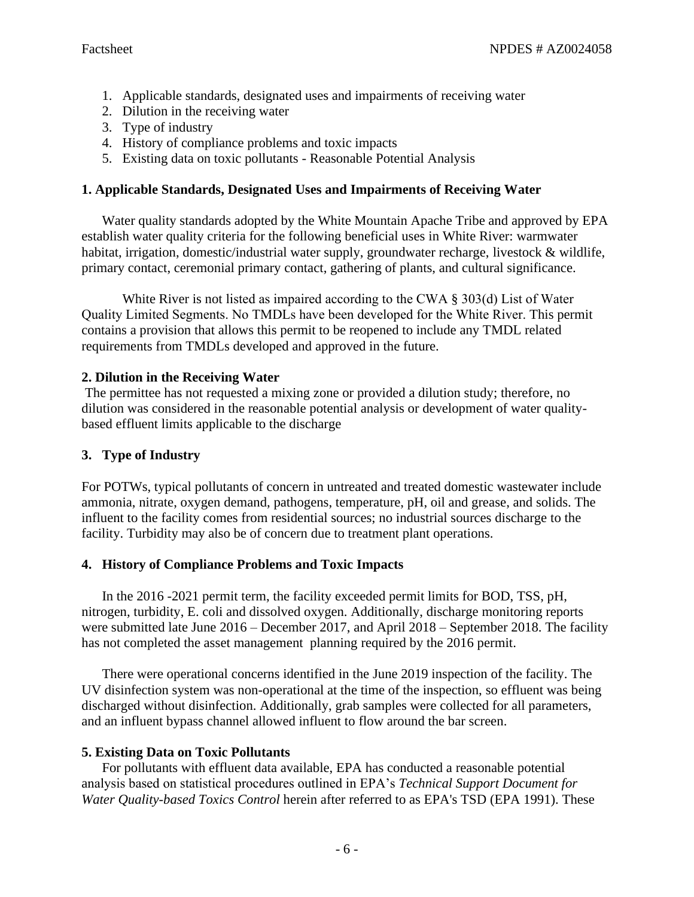1. Applicable standards, designated uses and impairments of receiving water
2. Dilution in the receiving water
3. Type of industry
4. History of compliance problems and toxic impacts
5. Existing data on toxic pollutants - Reasonable Potential Analysis

**1. Applicable Standards, Designated Uses and Impairments of Receiving Water**

Water quality standards adopted by the White Mountain Apache Tribe and approved by EPA establish water quality criteria for the following beneficial uses in White River: warmwater habitat, irrigation, domestic/industrial water supply, groundwater recharge, livestock & wildlife, primary contact, ceremonial primary contact, gathering of plants, and cultural significance.

White River is not listed as impaired according to the CWA § 303(d) List of Water Quality Limited Segments. No TMDLs have been developed for the White River. This permit contains a provision that allows this permit to be reopened to include any TMDL related requirements from TMDLs developed and approved in the future.

**2. Dilution in the Receiving Water**

The permittee has not requested a mixing zone or provided a dilution study; therefore, no dilution was considered in the reasonable potential analysis or development of water quality-based effluent limits applicable to the discharge

**3. Type of Industry**

For POTWs, typical pollutants of concern in untreated and treated domestic wastewater include ammonia, nitrate, oxygen demand, pathogens, temperature, pH, oil and grease, and solids. The influent to the facility comes from residential sources; no industrial sources discharge to the facility. Turbidity may also be of concern due to treatment plant operations.

**4. History of Compliance Problems and Toxic Impacts**

In the 2016 -2021 permit term, the facility exceeded permit limits for BOD, TSS, pH, nitrogen, turbidity, E. coli and dissolved oxygen. Additionally, discharge monitoring reports were submitted late June 2016 – December 2017, and April 2018 – September 2018. The facility has not completed the asset management planning required by the 2016 permit.

There were operational concerns identified in the June 2019 inspection of the facility. The UV disinfection system was non-operational at the time of the inspection, so effluent was being discharged without disinfection. Additionally, grab samples were collected for all parameters, and an influent bypass channel allowed influent to flow around the bar screen.

**5. Existing Data on Toxic Pollutants**

For pollutants with effluent data available, EPA has conducted a reasonable potential analysis based on statistical procedures outlined in EPA's *Technical Support Document for Water Quality-based Toxics Control* herein after referred to as EPA's TSD (EPA 1991). These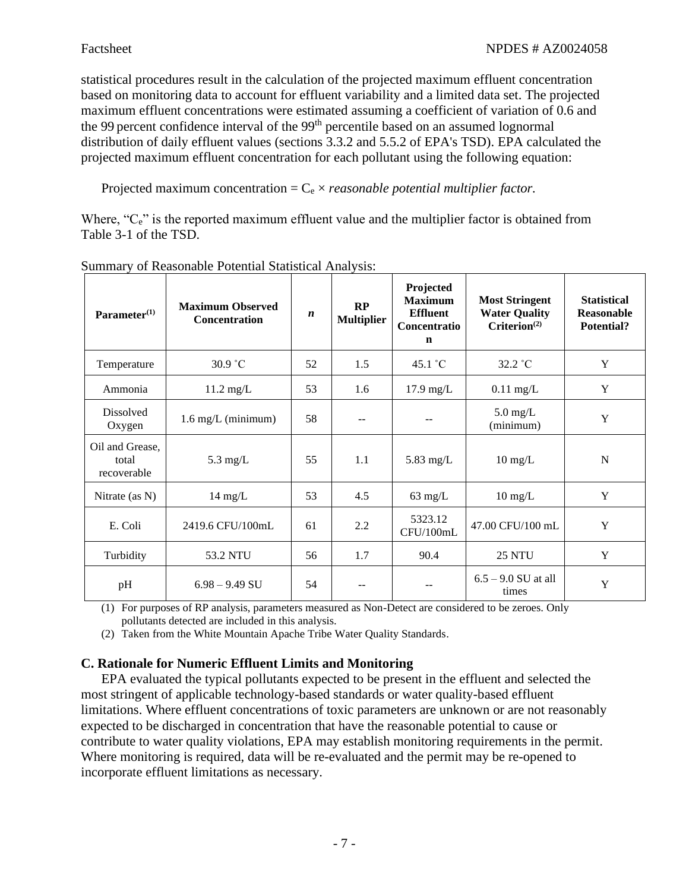statistical procedures result in the calculation of the projected maximum effluent concentration based on monitoring data to account for effluent variability and a limited data set. The projected maximum effluent concentrations were estimated assuming a coefficient of variation of 0.6 and the 99 percent confidence interval of the 99th percentile based on an assumed lognormal distribution of daily effluent values (sections 3.3.2 and 5.5.2 of EPA's TSD). EPA calculated the projected maximum effluent concentration for each pollutant using the following equation:

Projected maximum concentration = $C_e$ × *reasonable potential multiplier factor.*

Where, "$C_e$" is the reported maximum effluent value and the multiplier factor is obtained from Table 3-1 of the TSD.

Summary of Reasonable Potential Statistical Analysis:

| Parameter(1) | Maximum Observed Concentration | *n* | RP Multiplier | Projected Maximum Effluent Concentration | Most Stringent Water Quality Criterion(2) | Statistical Reasonable Potential? |
|---|---|---|---|---|---|---|
| Temperature | 30.9 ˚C | 52 | 1.5 | 45.1 ˚C | 32.2 ˚C | Y |
| Ammonia | 11.2 mg/L | 53 | 1.6 | 17.9 mg/L | 0.11 mg/L | Y |
| Dissolved Oxygen | 1.6 mg/L (minimum) | 58 | -- | -- | 5.0 mg/L (minimum) | Y |
| Oil and Grease, total recoverable | 5.3 mg/L | 55 | 1.1 | 5.83 mg/L | 10 mg/L | N |
| Nitrate (as N) | 14 mg/L | 53 | 4.5 | 63 mg/L | 10 mg/L | Y |
| E. Coli | 2419.6 CFU/100mL | 61 | 2.2 | 5323.12 CFU/100mL | 47.00 CFU/100 mL | Y |
| Turbidity | 53.2 NTU | 56 | 1.7 | 90.4 | 25 NTU | Y |
| pH | 6.98 – 9.49 SU | 54 | -- | -- | 6.5 – 9.0 SU at all times | Y |

(1) For purposes of RP analysis, parameters measured as Non-Detect are considered to be zeroes. Only pollutants detected are included in this analysis.

(2) Taken from the White Mountain Apache Tribe Water Quality Standards.

### C. Rationale for Numeric Effluent Limits and Monitoring

EPA evaluated the typical pollutants expected to be present in the effluent and selected the most stringent of applicable technology-based standards or water quality-based effluent limitations. Where effluent concentrations of toxic parameters are unknown or are not reasonably expected to be discharged in concentration that have the reasonable potential to cause or contribute to water quality violations, EPA may establish monitoring requirements in the permit. Where monitoring is required, data will be re-evaluated and the permit may be re-opened to incorporate effluent limitations as necessary.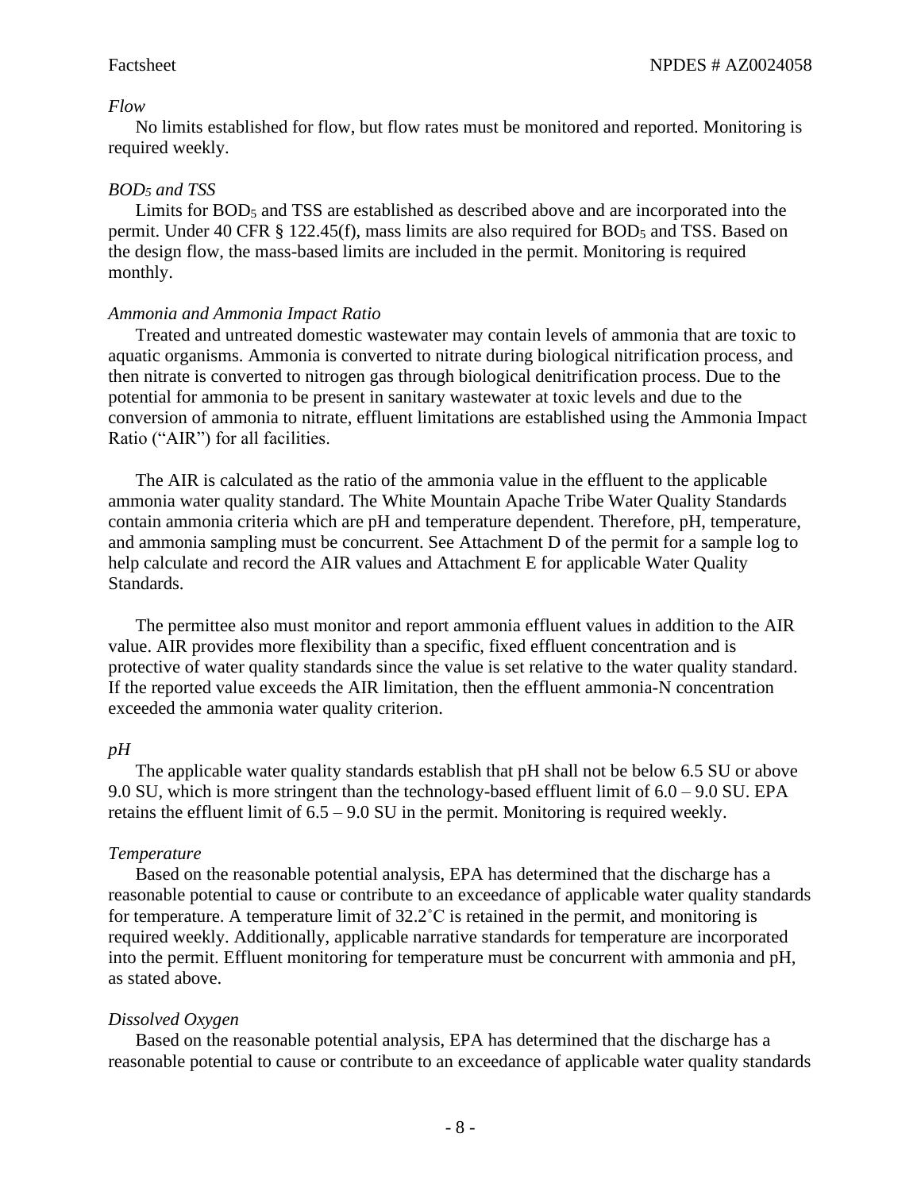*Flow*

No limits established for flow, but flow rates must be monitored and reported. Monitoring is required weekly.

*$BOD_5$ and TSS*

Limits for $BOD_5$ and TSS are established as described above and are incorporated into the permit. Under 40 CFR § 122.45(f), mass limits are also required for $BOD_5$ and TSS. Based on the design flow, the mass-based limits are included in the permit. Monitoring is required monthly.

*Ammonia and Ammonia Impact Ratio*

Treated and untreated domestic wastewater may contain levels of ammonia that are toxic to aquatic organisms. Ammonia is converted to nitrate during biological nitrification process, and then nitrate is converted to nitrogen gas through biological denitrification process. Due to the potential for ammonia to be present in sanitary wastewater at toxic levels and due to the conversion of ammonia to nitrate, effluent limitations are established using the Ammonia Impact Ratio ("AIR") for all facilities.

The AIR is calculated as the ratio of the ammonia value in the effluent to the applicable ammonia water quality standard. The White Mountain Apache Tribe Water Quality Standards contain ammonia criteria which are pH and temperature dependent. Therefore, pH, temperature, and ammonia sampling must be concurrent. See Attachment D of the permit for a sample log to help calculate and record the AIR values and Attachment E for applicable Water Quality Standards.

The permittee also must monitor and report ammonia effluent values in addition to the AIR value. AIR provides more flexibility than a specific, fixed effluent concentration and is protective of water quality standards since the value is set relative to the water quality standard. If the reported value exceeds the AIR limitation, then the effluent ammonia-N concentration exceeded the ammonia water quality criterion.

*pH*

The applicable water quality standards establish that pH shall not be below 6.5 SU or above 9.0 SU, which is more stringent than the technology-based effluent limit of 6.0 – 9.0 SU. EPA retains the effluent limit of 6.5 – 9.0 SU in the permit. Monitoring is required weekly.

*Temperature*

Based on the reasonable potential analysis, EPA has determined that the discharge has a reasonable potential to cause or contribute to an exceedance of applicable water quality standards for temperature. A temperature limit of 32.2˚C is retained in the permit, and monitoring is required weekly. Additionally, applicable narrative standards for temperature are incorporated into the permit. Effluent monitoring for temperature must be concurrent with ammonia and pH, as stated above.

*Dissolved Oxygen*

Based on the reasonable potential analysis, EPA has determined that the discharge has a reasonable potential to cause or contribute to an exceedance of applicable water quality standards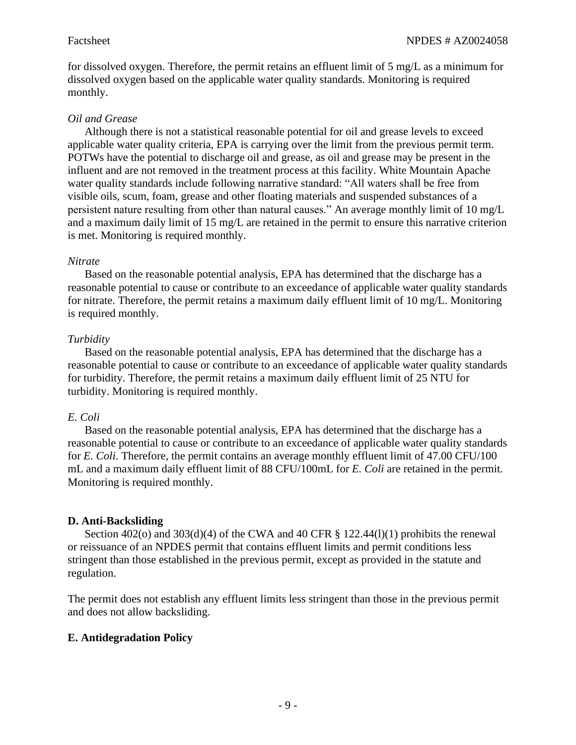for dissolved oxygen. Therefore, the permit retains an effluent limit of 5 mg/L as a minimum for dissolved oxygen based on the applicable water quality standards. Monitoring is required monthly.

*Oil and Grease*

Although there is not a statistical reasonable potential for oil and grease levels to exceed applicable water quality criteria, EPA is carrying over the limit from the previous permit term. POTWs have the potential to discharge oil and grease, as oil and grease may be present in the influent and are not removed in the treatment process at this facility. White Mountain Apache water quality standards include following narrative standard: "All waters shall be free from visible oils, scum, foam, grease and other floating materials and suspended substances of a persistent nature resulting from other than natural causes." An average monthly limit of 10 mg/L and a maximum daily limit of 15 mg/L are retained in the permit to ensure this narrative criterion is met. Monitoring is required monthly.

*Nitrate*

Based on the reasonable potential analysis, EPA has determined that the discharge has a reasonable potential to cause or contribute to an exceedance of applicable water quality standards for nitrate. Therefore, the permit retains a maximum daily effluent limit of 10 mg/L. Monitoring is required monthly.

*Turbidity*

Based on the reasonable potential analysis, EPA has determined that the discharge has a reasonable potential to cause or contribute to an exceedance of applicable water quality standards for turbidity. Therefore, the permit retains a maximum daily effluent limit of 25 NTU for turbidity. Monitoring is required monthly.

*E. Coli*

Based on the reasonable potential analysis, EPA has determined that the discharge has a reasonable potential to cause or contribute to an exceedance of applicable water quality standards for *E. Coli*. Therefore, the permit contains an average monthly effluent limit of 47.00 CFU/100 mL and a maximum daily effluent limit of 88 CFU/100mL for *E. Coli* are retained in the permit. Monitoring is required monthly.

**D. Anti-Backsliding**

Section 402(o) and 303(d)(4) of the CWA and 40 CFR § 122.44(l)(1) prohibits the renewal or reissuance of an NPDES permit that contains effluent limits and permit conditions less stringent than those established in the previous permit, except as provided in the statute and regulation.

The permit does not establish any effluent limits less stringent than those in the previous permit and does not allow backsliding.

**E. Antidegradation Policy**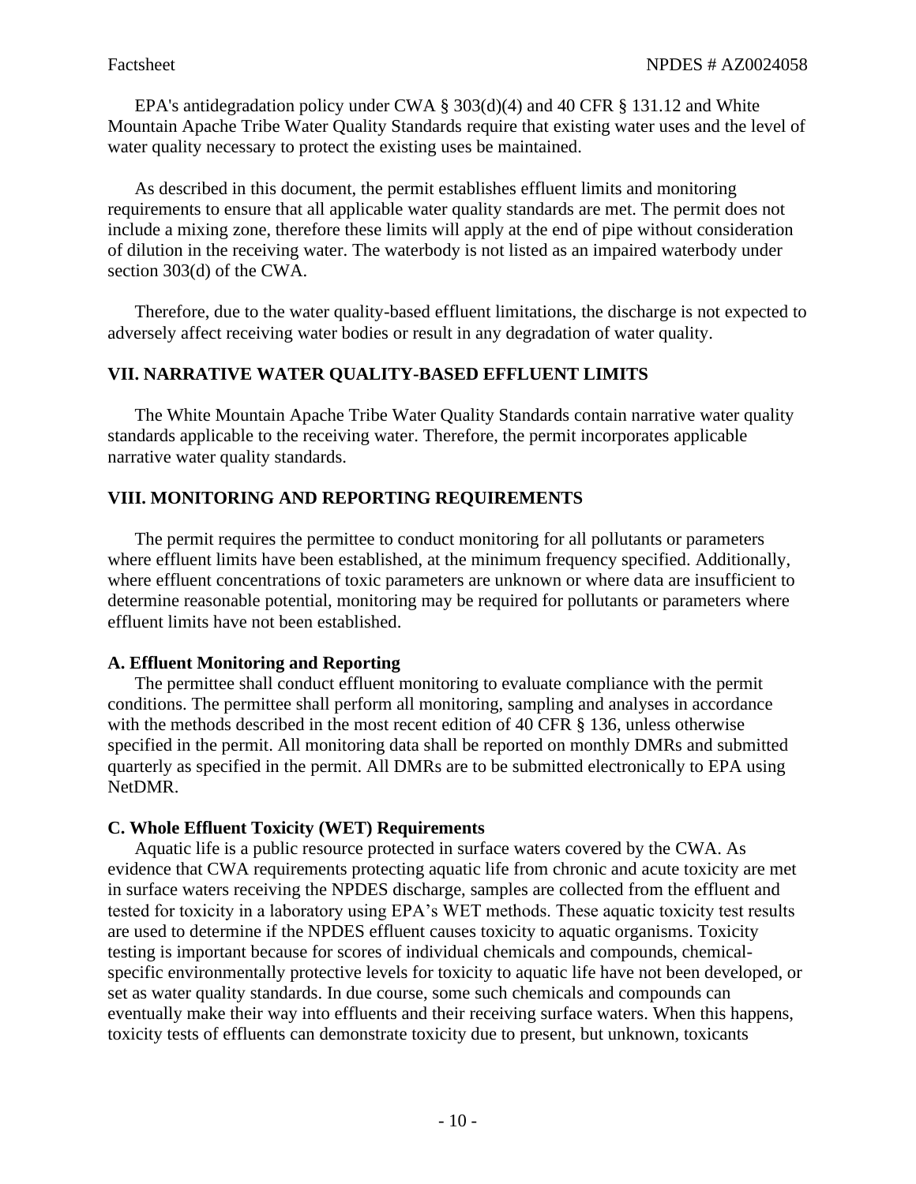EPA's antidegradation policy under CWA § 303(d)(4) and 40 CFR § 131.12 and White Mountain Apache Tribe Water Quality Standards require that existing water uses and the level of water quality necessary to protect the existing uses be maintained.

As described in this document, the permit establishes effluent limits and monitoring requirements to ensure that all applicable water quality standards are met. The permit does not include a mixing zone, therefore these limits will apply at the end of pipe without consideration of dilution in the receiving water. The waterbody is not listed as an impaired waterbody under section 303(d) of the CWA.

Therefore, due to the water quality-based effluent limitations, the discharge is not expected to adversely affect receiving water bodies or result in any degradation of water quality.

## VII. NARRATIVE WATER QUALITY-BASED EFFLUENT LIMITS

The White Mountain Apache Tribe Water Quality Standards contain narrative water quality standards applicable to the receiving water. Therefore, the permit incorporates applicable narrative water quality standards.

## VIII. MONITORING AND REPORTING REQUIREMENTS

The permit requires the permittee to conduct monitoring for all pollutants or parameters where effluent limits have been established, at the minimum frequency specified. Additionally, where effluent concentrations of toxic parameters are unknown or where data are insufficient to determine reasonable potential, monitoring may be required for pollutants or parameters where effluent limits have not been established.

### A. Effluent Monitoring and Reporting

The permittee shall conduct effluent monitoring to evaluate compliance with the permit conditions. The permittee shall perform all monitoring, sampling and analyses in accordance with the methods described in the most recent edition of 40 CFR § 136, unless otherwise specified in the permit. All monitoring data shall be reported on monthly DMRs and submitted quarterly as specified in the permit. All DMRs are to be submitted electronically to EPA using NetDMR.

### C. Whole Effluent Toxicity (WET) Requirements

Aquatic life is a public resource protected in surface waters covered by the CWA. As evidence that CWA requirements protecting aquatic life from chronic and acute toxicity are met in surface waters receiving the NPDES discharge, samples are collected from the effluent and tested for toxicity in a laboratory using EPA's WET methods. These aquatic toxicity test results are used to determine if the NPDES effluent causes toxicity to aquatic organisms. Toxicity testing is important because for scores of individual chemicals and compounds, chemical-specific environmentally protective levels for toxicity to aquatic life have not been developed, or set as water quality standards. In due course, some such chemicals and compounds can eventually make their way into effluents and their receiving surface waters. When this happens, toxicity tests of effluents can demonstrate toxicity due to present, but unknown, toxicants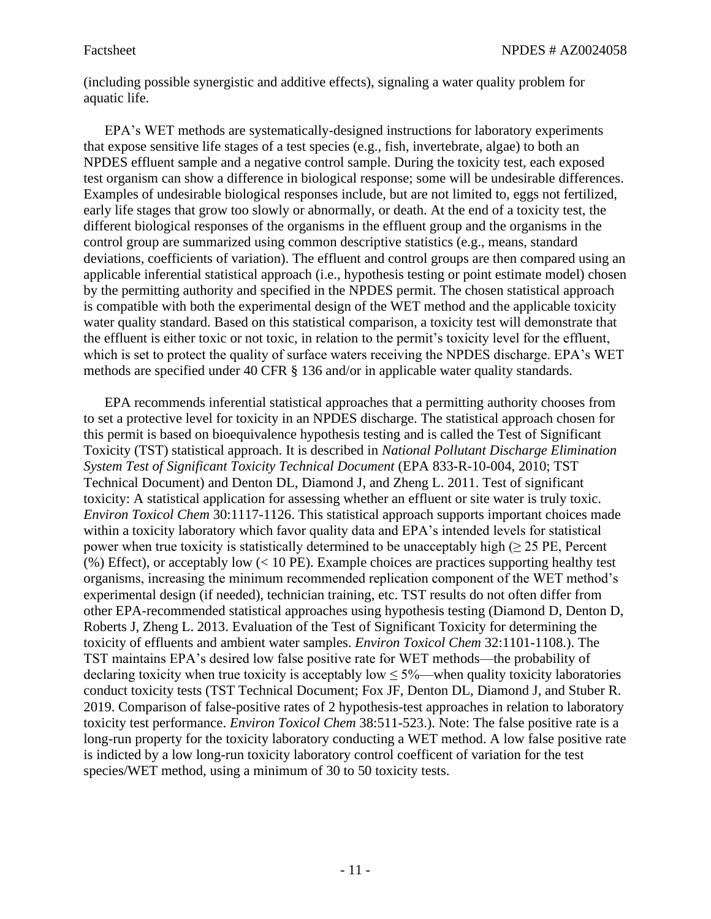(including possible synergistic and additive effects), signaling a water quality problem for aquatic life.

EPA's WET methods are systematically-designed instructions for laboratory experiments that expose sensitive life stages of a test species (e.g., fish, invertebrate, algae) to both an NPDES effluent sample and a negative control sample. During the toxicity test, each exposed test organism can show a difference in biological response; some will be undesirable differences. Examples of undesirable biological responses include, but are not limited to, eggs not fertilized, early life stages that grow too slowly or abnormally, or death. At the end of a toxicity test, the different biological responses of the organisms in the effluent group and the organisms in the control group are summarized using common descriptive statistics (e.g., means, standard deviations, coefficients of variation). The effluent and control groups are then compared using an applicable inferential statistical approach (i.e., hypothesis testing or point estimate model) chosen by the permitting authority and specified in the NPDES permit. The chosen statistical approach is compatible with both the experimental design of the WET method and the applicable toxicity water quality standard. Based on this statistical comparison, a toxicity test will demonstrate that the effluent is either toxic or not toxic, in relation to the permit's toxicity level for the effluent, which is set to protect the quality of surface waters receiving the NPDES discharge. EPA's WET methods are specified under 40 CFR § 136 and/or in applicable water quality standards.

EPA recommends inferential statistical approaches that a permitting authority chooses from to set a protective level for toxicity in an NPDES discharge. The statistical approach chosen for this permit is based on bioequivalence hypothesis testing and is called the Test of Significant Toxicity (TST) statistical approach. It is described in *National Pollutant Discharge Elimination System Test of Significant Toxicity Technical Document* (EPA 833-R-10-004, 2010; TST Technical Document) and Denton DL, Diamond J, and Zheng L. 2011. Test of significant toxicity: A statistical application for assessing whether an effluent or site water is truly toxic. *Environ Toxicol Chem* 30:1117-1126. This statistical approach supports important choices made within a toxicity laboratory which favor quality data and EPA's intended levels for statistical power when true toxicity is statistically determined to be unacceptably high (≥ 25 PE, Percent (%) Effect), or acceptably low (< 10 PE). Example choices are practices supporting healthy test organisms, increasing the minimum recommended replication component of the WET method's experimental design (if needed), technician training, etc. TST results do not often differ from other EPA-recommended statistical approaches using hypothesis testing (Diamond D, Denton D, Roberts J, Zheng L. 2013. Evaluation of the Test of Significant Toxicity for determining the toxicity of effluents and ambient water samples. *Environ Toxicol Chem* 32:1101-1108.). The TST maintains EPA's desired low false positive rate for WET methods—the probability of declaring toxicity when true toxicity is acceptably low ≤ 5%—when quality toxicity laboratories conduct toxicity tests (TST Technical Document; Fox JF, Denton DL, Diamond J, and Stuber R. 2019. Comparison of false-positive rates of 2 hypothesis-test approaches in relation to laboratory toxicity test performance. *Environ Toxicol Chem* 38:511-523.). Note: The false positive rate is a long-run property for the toxicity laboratory conducting a WET method. A low false positive rate is indicted by a low long-run toxicity laboratory control coefficent of variation for the test species/WET method, using a minimum of 30 to 50 toxicity tests.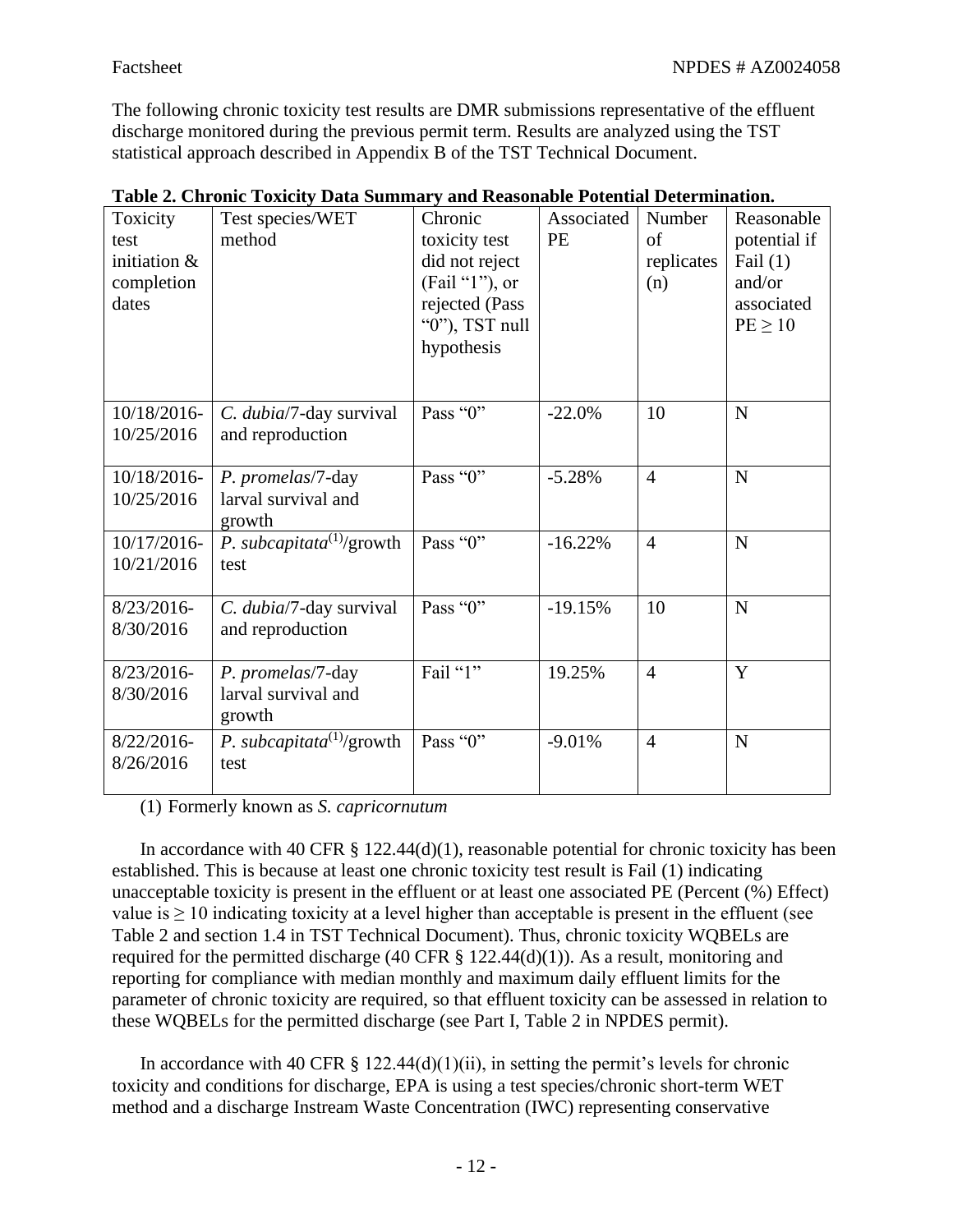The following chronic toxicity test results are DMR submissions representative of the effluent discharge monitored during the previous permit term. Results are analyzed using the TST statistical approach described in Appendix B of the TST Technical Document.

**Table 2. Chronic Toxicity Data Summary and Reasonable Potential Determination.**

| Toxicity test initiation & completion dates | Test species/WET method | Chronic toxicity test did not reject (Fail "1"), or rejected (Pass "0"), TST null hypothesis | Associated PE | Number of replicates (n) | Reasonable potential if Fail (1) and/or associated PE ≥ 10 |
|---|---|---|---|---|---|
| 10/18/2016-10/25/2016 | *C. dubia*/7-day survival and reproduction | Pass "0" | -22.0% | 10 | N |
| 10/18/2016-10/25/2016 | *P. promelas*/7-day larval survival and growth | Pass "0" | -5.28% | 4 | N |
| 10/17/2016-10/21/2016 | *P. subcapitata*[(1)]/growth test | Pass "0" | -16.22% | 4 | N |
| 8/23/2016-8/30/2016 | *C. dubia*/7-day survival and reproduction | Pass "0" | -19.15% | 10 | N |
| 8/23/2016-8/30/2016 | *P. promelas*/7-day larval survival and growth | Fail "1" | 19.25% | 4 | Y |
| 8/22/2016-8/26/2016 | *P. subcapitata*[(1)]/growth test | Pass "0" | -9.01% | 4 | N |

(1) Formerly known as *S. capricornutum*

In accordance with 40 CFR § 122.44(d)(1), reasonable potential for chronic toxicity has been established. This is because at least one chronic toxicity test result is Fail (1) indicating unacceptable toxicity is present in the effluent or at least one associated PE (Percent (%) Effect) value is ≥ 10 indicating toxicity at a level higher than acceptable is present in the effluent (see Table 2 and section 1.4 in TST Technical Document). Thus, chronic toxicity WQBELs are required for the permitted discharge (40 CFR § 122.44(d)(1)). As a result, monitoring and reporting for compliance with median monthly and maximum daily effluent limits for the parameter of chronic toxicity are required, so that effluent toxicity can be assessed in relation to these WQBELs for the permitted discharge (see Part I, Table 2 in NPDES permit).

In accordance with 40 CFR § 122.44(d)(1)(ii), in setting the permit's levels for chronic toxicity and conditions for discharge, EPA is using a test species/chronic short-term WET method and a discharge Instream Waste Concentration (IWC) representing conservative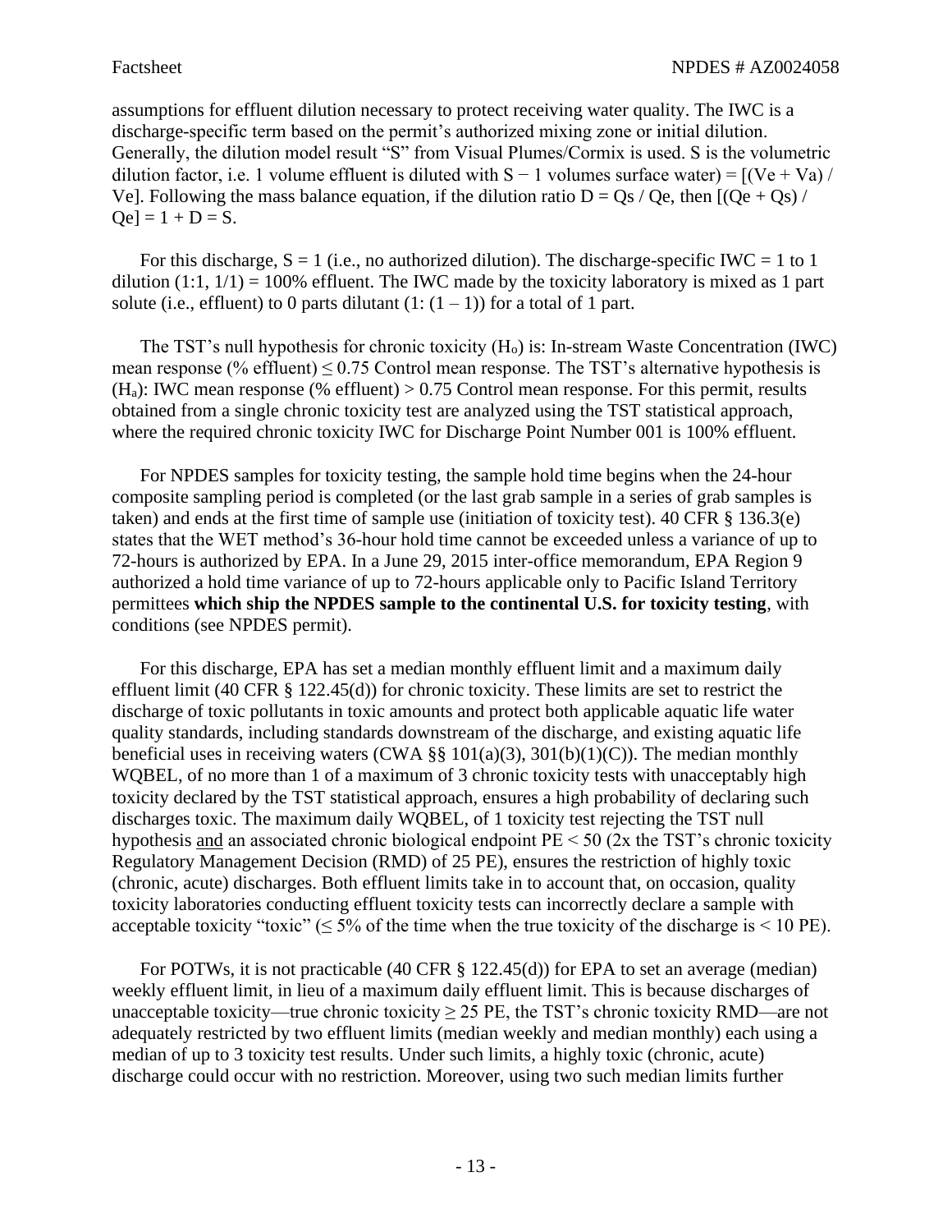assumptions for effluent dilution necessary to protect receiving water quality. The IWC is a discharge-specific term based on the permit's authorized mixing zone or initial dilution. Generally, the dilution model result "S" from Visual Plumes/Cormix is used. S is the volumetric dilution factor, i.e. 1 volume effluent is diluted with $S - 1$ volumes surface water) = $[(Ve + Va) / Ve]$. Following the mass balance equation, if the dilution ratio $D = Qs / Qe$, then $[(Qe + Qs) / Qe] = 1 + D = S$.

For this discharge, $S = 1$ (i.e., no authorized dilution). The discharge-specific IWC = 1 to 1 dilution (1:1, 1/1) = 100% effluent. The IWC made by the toxicity laboratory is mixed as 1 part solute (i.e., effluent) to 0 parts dilutant $(1: (1 - 1))$ for a total of 1 part.

The TST's null hypothesis for chronic toxicity ($H_o$) is: In-stream Waste Concentration (IWC) mean response (% effluent) $\leq 0.75$ Control mean response. The TST's alternative hypothesis is ($H_a$): IWC mean response (% effluent) $> 0.75$ Control mean response. For this permit, results obtained from a single chronic toxicity test are analyzed using the TST statistical approach, where the required chronic toxicity IWC for Discharge Point Number 001 is 100% effluent.

For NPDES samples for toxicity testing, the sample hold time begins when the 24-hour composite sampling period is completed (or the last grab sample in a series of grab samples is taken) and ends at the first time of sample use (initiation of toxicity test). 40 CFR § 136.3(e) states that the WET method's 36-hour hold time cannot be exceeded unless a variance of up to 72-hours is authorized by EPA. In a June 29, 2015 inter-office memorandum, EPA Region 9 authorized a hold time variance of up to 72-hours applicable only to Pacific Island Territory permittees **which ship the NPDES sample to the continental U.S. for toxicity testing**, with conditions (see NPDES permit).

For this discharge, EPA has set a median monthly effluent limit and a maximum daily effluent limit (40 CFR § 122.45(d)) for chronic toxicity. These limits are set to restrict the discharge of toxic pollutants in toxic amounts and protect both applicable aquatic life water quality standards, including standards downstream of the discharge, and existing aquatic life beneficial uses in receiving waters (CWA §§ 101(a)(3), 301(b)(1)(C)). The median monthly WQBEL, of no more than 1 of a maximum of 3 chronic toxicity tests with unacceptably high toxicity declared by the TST statistical approach, ensures a high probability of declaring such discharges toxic. The maximum daily WQBEL, of 1 toxicity test rejecting the TST null hypothesis <u>and</u> an associated chronic biological endpoint PE < 50 (2x the TST's chronic toxicity Regulatory Management Decision (RMD) of 25 PE), ensures the restriction of highly toxic (chronic, acute) discharges. Both effluent limits take in to account that, on occasion, quality toxicity laboratories conducting effluent toxicity tests can incorrectly declare a sample with acceptable toxicity "toxic" ($\leq 5\%$ of the time when the true toxicity of the discharge is < 10 PE).

For POTWs, it is not practicable (40 CFR § 122.45(d)) for EPA to set an average (median) weekly effluent limit, in lieu of a maximum daily effluent limit. This is because discharges of unacceptable toxicity—true chronic toxicity $\geq 25$ PE, the TST's chronic toxicity RMD—are not adequately restricted by two effluent limits (median weekly and median monthly) each using a median of up to 3 toxicity test results. Under such limits, a highly toxic (chronic, acute) discharge could occur with no restriction. Moreover, using two such median limits further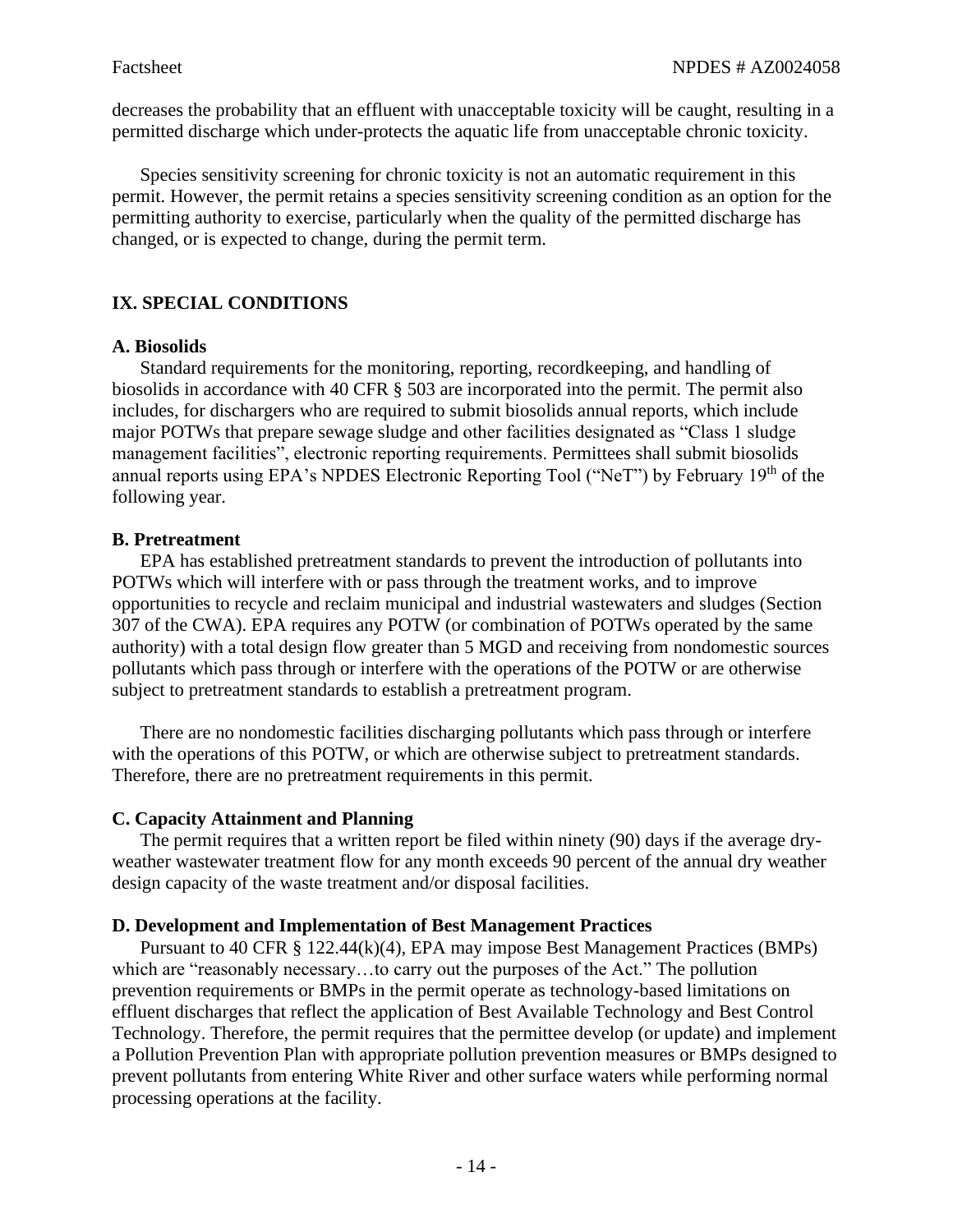decreases the probability that an effluent with unacceptable toxicity will be caught, resulting in a permitted discharge which under-protects the aquatic life from unacceptable chronic toxicity.

Species sensitivity screening for chronic toxicity is not an automatic requirement in this permit. However, the permit retains a species sensitivity screening condition as an option for the permitting authority to exercise, particularly when the quality of the permitted discharge has changed, or is expected to change, during the permit term.

## IX. SPECIAL CONDITIONS

### A. Biosolids

Standard requirements for the monitoring, reporting, recordkeeping, and handling of biosolids in accordance with 40 CFR § 503 are incorporated into the permit. The permit also includes, for dischargers who are required to submit biosolids annual reports, which include major POTWs that prepare sewage sludge and other facilities designated as "Class 1 sludge management facilities", electronic reporting requirements. Permittees shall submit biosolids annual reports using EPA's NPDES Electronic Reporting Tool ("NeT") by February 19th of the following year.

### B. Pretreatment

EPA has established pretreatment standards to prevent the introduction of pollutants into POTWs which will interfere with or pass through the treatment works, and to improve opportunities to recycle and reclaim municipal and industrial wastewaters and sludges (Section 307 of the CWA). EPA requires any POTW (or combination of POTWs operated by the same authority) with a total design flow greater than 5 MGD and receiving from nondomestic sources pollutants which pass through or interfere with the operations of the POTW or are otherwise subject to pretreatment standards to establish a pretreatment program.

There are no nondomestic facilities discharging pollutants which pass through or interfere with the operations of this POTW, or which are otherwise subject to pretreatment standards. Therefore, there are no pretreatment requirements in this permit.

### C. Capacity Attainment and Planning

The permit requires that a written report be filed within ninety (90) days if the average dry-weather wastewater treatment flow for any month exceeds 90 percent of the annual dry weather design capacity of the waste treatment and/or disposal facilities.

### D. Development and Implementation of Best Management Practices

Pursuant to 40 CFR § 122.44(k)(4), EPA may impose Best Management Practices (BMPs) which are "reasonably necessary…to carry out the purposes of the Act." The pollution prevention requirements or BMPs in the permit operate as technology-based limitations on effluent discharges that reflect the application of Best Available Technology and Best Control Technology. Therefore, the permit requires that the permittee develop (or update) and implement a Pollution Prevention Plan with appropriate pollution prevention measures or BMPs designed to prevent pollutants from entering White River and other surface waters while performing normal processing operations at the facility.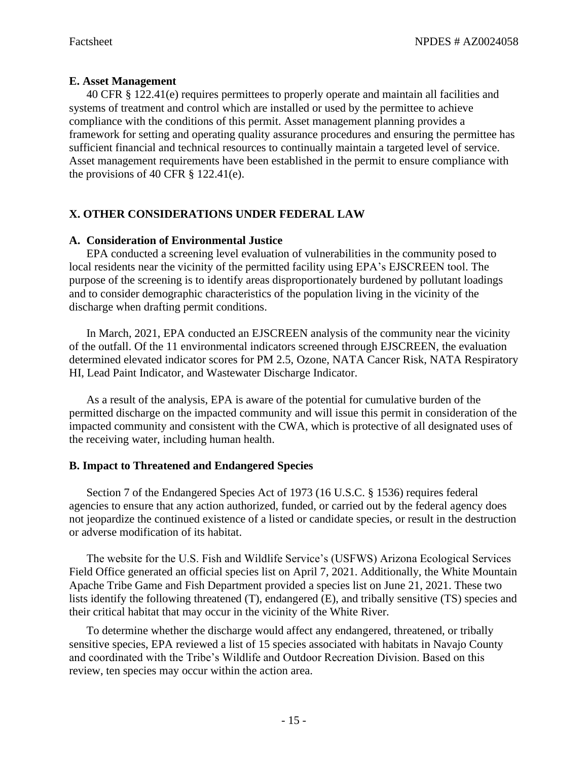**E. Asset Management**

40 CFR § 122.41(e) requires permittees to properly operate and maintain all facilities and systems of treatment and control which are installed or used by the permittee to achieve compliance with the conditions of this permit. Asset management planning provides a framework for setting and operating quality assurance procedures and ensuring the permittee has sufficient financial and technical resources to continually maintain a targeted level of service. Asset management requirements have been established in the permit to ensure compliance with the provisions of 40 CFR § 122.41(e).

## X. OTHER CONSIDERATIONS UNDER FEDERAL LAW

**A. Consideration of Environmental Justice**

EPA conducted a screening level evaluation of vulnerabilities in the community posed to local residents near the vicinity of the permitted facility using EPA's EJSCREEN tool. The purpose of the screening is to identify areas disproportionately burdened by pollutant loadings and to consider demographic characteristics of the population living in the vicinity of the discharge when drafting permit conditions.

In March, 2021, EPA conducted an EJSCREEN analysis of the community near the vicinity of the outfall. Of the 11 environmental indicators screened through EJSCREEN, the evaluation determined elevated indicator scores for PM 2.5, Ozone, NATA Cancer Risk, NATA Respiratory HI, Lead Paint Indicator, and Wastewater Discharge Indicator.

As a result of the analysis, EPA is aware of the potential for cumulative burden of the permitted discharge on the impacted community and will issue this permit in consideration of the impacted community and consistent with the CWA, which is protective of all designated uses of the receiving water, including human health.

**B. Impact to Threatened and Endangered Species**

Section 7 of the Endangered Species Act of 1973 (16 U.S.C. § 1536) requires federal agencies to ensure that any action authorized, funded, or carried out by the federal agency does not jeopardize the continued existence of a listed or candidate species, or result in the destruction or adverse modification of its habitat.

The website for the U.S. Fish and Wildlife Service's (USFWS) Arizona Ecological Services Field Office generated an official species list on April 7, 2021. Additionally, the White Mountain Apache Tribe Game and Fish Department provided a species list on June 21, 2021. These two lists identify the following threatened (T), endangered (E), and tribally sensitive (TS) species and their critical habitat that may occur in the vicinity of the White River.

To determine whether the discharge would affect any endangered, threatened, or tribally sensitive species, EPA reviewed a list of 15 species associated with habitats in Navajo County and coordinated with the Tribe's Wildlife and Outdoor Recreation Division. Based on this review, ten species may occur within the action area.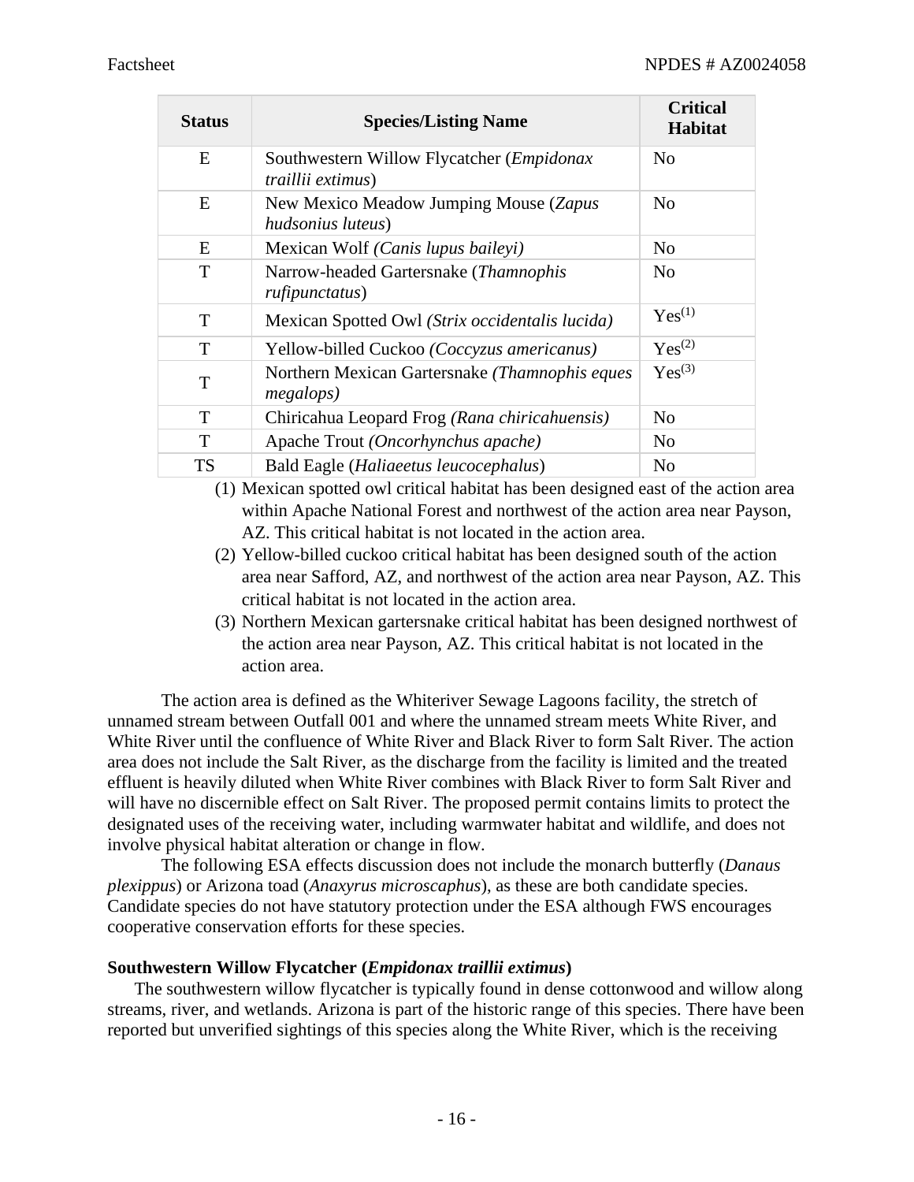| Status | Species/Listing Name | Critical Habitat |
|---|---|---|
| E | Southwestern Willow Flycatcher (*Empidonax traillii extimus*) | No |
| E | New Mexico Meadow Jumping Mouse (*Zapus hudsonius luteus*) | No |
| E | Mexican Wolf *(Canis lupus baileyi)* | No |
| T | Narrow-headed Gartersnake (*Thamnophis rufipunctatus*) | No |
| T | Mexican Spotted Owl *(Strix occidentalis lucida)* | Yes(1) |
| T | Yellow-billed Cuckoo *(Coccyzus americanus)* | Yes(2) |
| T | Northern Mexican Gartersnake *(Thamnophis eques megalops)* | Yes(3) |
| T | Chiricahua Leopard Frog *(Rana chiricahuensis)* | No |
| T | Apache Trout *(Oncorhynchus apache)* | No |
| TS | Bald Eagle (*Haliaeetus leucocephalus*) | No |

(1) Mexican spotted owl critical habitat has been designed east of the action area within Apache National Forest and northwest of the action area near Payson, AZ. This critical habitat is not located in the action area.

(2) Yellow-billed cuckoo critical habitat has been designed south of the action area near Safford, AZ, and northwest of the action area near Payson, AZ. This critical habitat is not located in the action area.

(3) Northern Mexican gartersnake critical habitat has been designed northwest of the action area near Payson, AZ. This critical habitat is not located in the action area.

The action area is defined as the Whiteriver Sewage Lagoons facility, the stretch of unnamed stream between Outfall 001 and where the unnamed stream meets White River, and White River until the confluence of White River and Black River to form Salt River. The action area does not include the Salt River, as the discharge from the facility is limited and the treated effluent is heavily diluted when White River combines with Black River to form Salt River and will have no discernible effect on Salt River. The proposed permit contains limits to protect the designated uses of the receiving water, including warmwater habitat and wildlife, and does not involve physical habitat alteration or change in flow.

The following ESA effects discussion does not include the monarch butterfly (*Danaus plexippus*) or Arizona toad (*Anaxyrus microscaphus*), as these are both candidate species. Candidate species do not have statutory protection under the ESA although FWS encourages cooperative conservation efforts for these species.

**Southwestern Willow Flycatcher (*Empidonax traillii extimus*)**

The southwestern willow flycatcher is typically found in dense cottonwood and willow along streams, river, and wetlands. Arizona is part of the historic range of this species. There have been reported but unverified sightings of this species along the White River, which is the receiving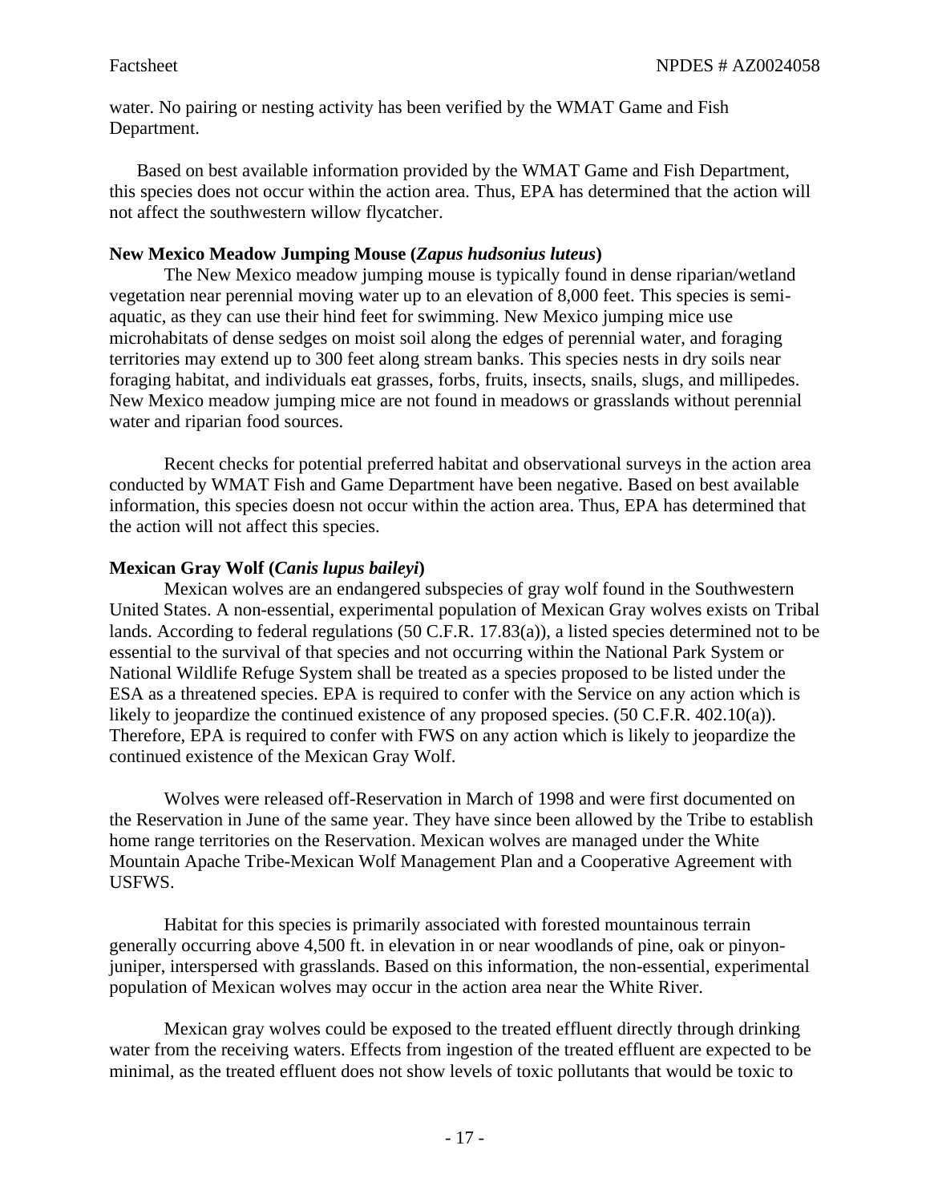water. No pairing or nesting activity has been verified by the WMAT Game and Fish Department.

Based on best available information provided by the WMAT Game and Fish Department, this species does not occur within the action area. Thus, EPA has determined that the action will not affect the southwestern willow flycatcher.

**New Mexico Meadow Jumping Mouse (*Zapus hudsonius luteus*)**

The New Mexico meadow jumping mouse is typically found in dense riparian/wetland vegetation near perennial moving water up to an elevation of 8,000 feet. This species is semi-aquatic, as they can use their hind feet for swimming. New Mexico jumping mice use microhabitats of dense sedges on moist soil along the edges of perennial water, and foraging territories may extend up to 300 feet along stream banks. This species nests in dry soils near foraging habitat, and individuals eat grasses, forbs, fruits, insects, snails, slugs, and millipedes. New Mexico meadow jumping mice are not found in meadows or grasslands without perennial water and riparian food sources.

Recent checks for potential preferred habitat and observational surveys in the action area conducted by WMAT Fish and Game Department have been negative. Based on best available information, this species doesn not occur within the action area. Thus, EPA has determined that the action will not affect this species.

**Mexican Gray Wolf (*Canis lupus baileyi*)**

Mexican wolves are an endangered subspecies of gray wolf found in the Southwestern United States. A non-essential, experimental population of Mexican Gray wolves exists on Tribal lands. According to federal regulations (50 C.F.R. 17.83(a)), a listed species determined not to be essential to the survival of that species and not occurring within the National Park System or National Wildlife Refuge System shall be treated as a species proposed to be listed under the ESA as a threatened species. EPA is required to confer with the Service on any action which is likely to jeopardize the continued existence of any proposed species. (50 C.F.R. 402.10(a)). Therefore, EPA is required to confer with FWS on any action which is likely to jeopardize the continued existence of the Mexican Gray Wolf.

Wolves were released off-Reservation in March of 1998 and were first documented on the Reservation in June of the same year. They have since been allowed by the Tribe to establish home range territories on the Reservation. Mexican wolves are managed under the White Mountain Apache Tribe-Mexican Wolf Management Plan and a Cooperative Agreement with USFWS.

Habitat for this species is primarily associated with forested mountainous terrain generally occurring above 4,500 ft. in elevation in or near woodlands of pine, oak or pinyon-juniper, interspersed with grasslands. Based on this information, the non-essential, experimental population of Mexican wolves may occur in the action area near the White River.

Mexican gray wolves could be exposed to the treated effluent directly through drinking water from the receiving waters. Effects from ingestion of the treated effluent are expected to be minimal, as the treated effluent does not show levels of toxic pollutants that would be toxic to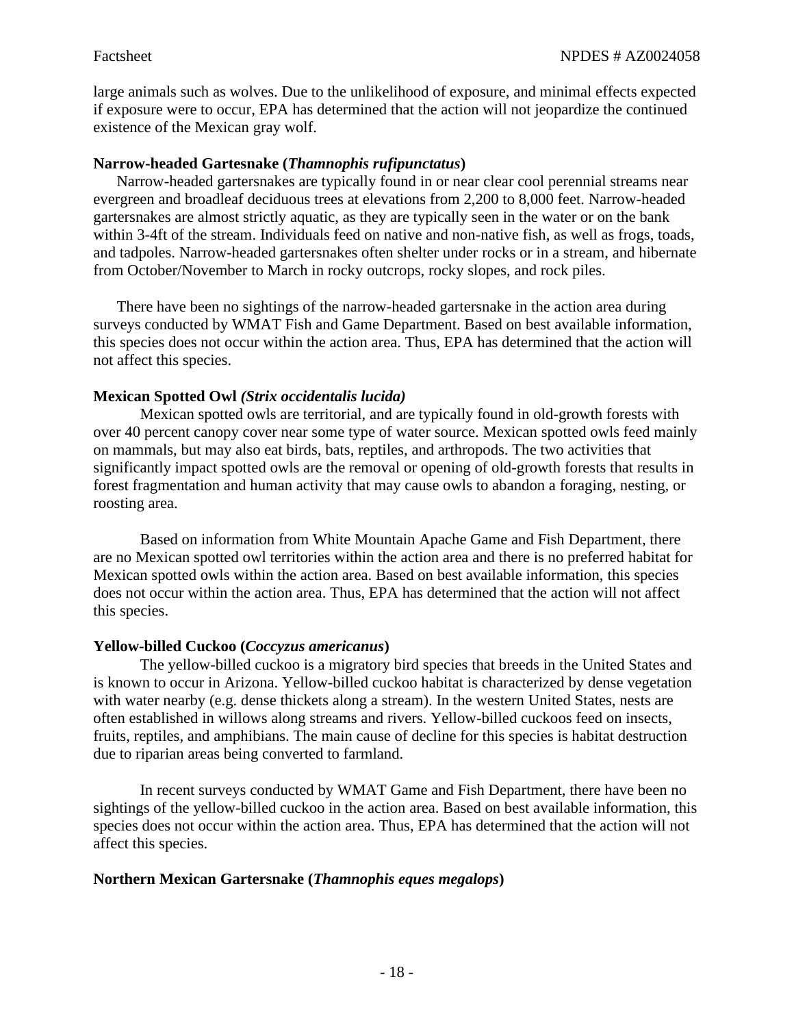large animals such as wolves. Due to the unlikelihood of exposure, and minimal effects expected if exposure were to occur, EPA has determined that the action will not jeopardize the continued existence of the Mexican gray wolf.

**Narrow-headed Gartesnake (*Thamnophis rufipunctatus*)**

Narrow-headed gartersnakes are typically found in or near clear cool perennial streams near evergreen and broadleaf deciduous trees at elevations from 2,200 to 8,000 feet. Narrow-headed gartersnakes are almost strictly aquatic, as they are typically seen in the water or on the bank within 3-4ft of the stream. Individuals feed on native and non-native fish, as well as frogs, toads, and tadpoles. Narrow-headed gartersnakes often shelter under rocks or in a stream, and hibernate from October/November to March in rocky outcrops, rocky slopes, and rock piles.

There have been no sightings of the narrow-headed gartersnake in the action area during surveys conducted by WMAT Fish and Game Department. Based on best available information, this species does not occur within the action area. Thus, EPA has determined that the action will not affect this species.

**Mexican Spotted Owl *(Strix occidentalis lucida)***

Mexican spotted owls are territorial, and are typically found in old-growth forests with over 40 percent canopy cover near some type of water source. Mexican spotted owls feed mainly on mammals, but may also eat birds, bats, reptiles, and arthropods. The two activities that significantly impact spotted owls are the removal or opening of old-growth forests that results in forest fragmentation and human activity that may cause owls to abandon a foraging, nesting, or roosting area.

Based on information from White Mountain Apache Game and Fish Department, there are no Mexican spotted owl territories within the action area and there is no preferred habitat for Mexican spotted owls within the action area. Based on best available information, this species does not occur within the action area. Thus, EPA has determined that the action will not affect this species.

**Yellow-billed Cuckoo (*Coccyzus americanus*)**

The yellow-billed cuckoo is a migratory bird species that breeds in the United States and is known to occur in Arizona. Yellow-billed cuckoo habitat is characterized by dense vegetation with water nearby (e.g. dense thickets along a stream). In the western United States, nests are often established in willows along streams and rivers. Yellow-billed cuckoos feed on insects, fruits, reptiles, and amphibians. The main cause of decline for this species is habitat destruction due to riparian areas being converted to farmland.

In recent surveys conducted by WMAT Game and Fish Department, there have been no sightings of the yellow-billed cuckoo in the action area. Based on best available information, this species does not occur within the action area. Thus, EPA has determined that the action will not affect this species.

**Northern Mexican Gartersnake (*Thamnophis eques megalops*)**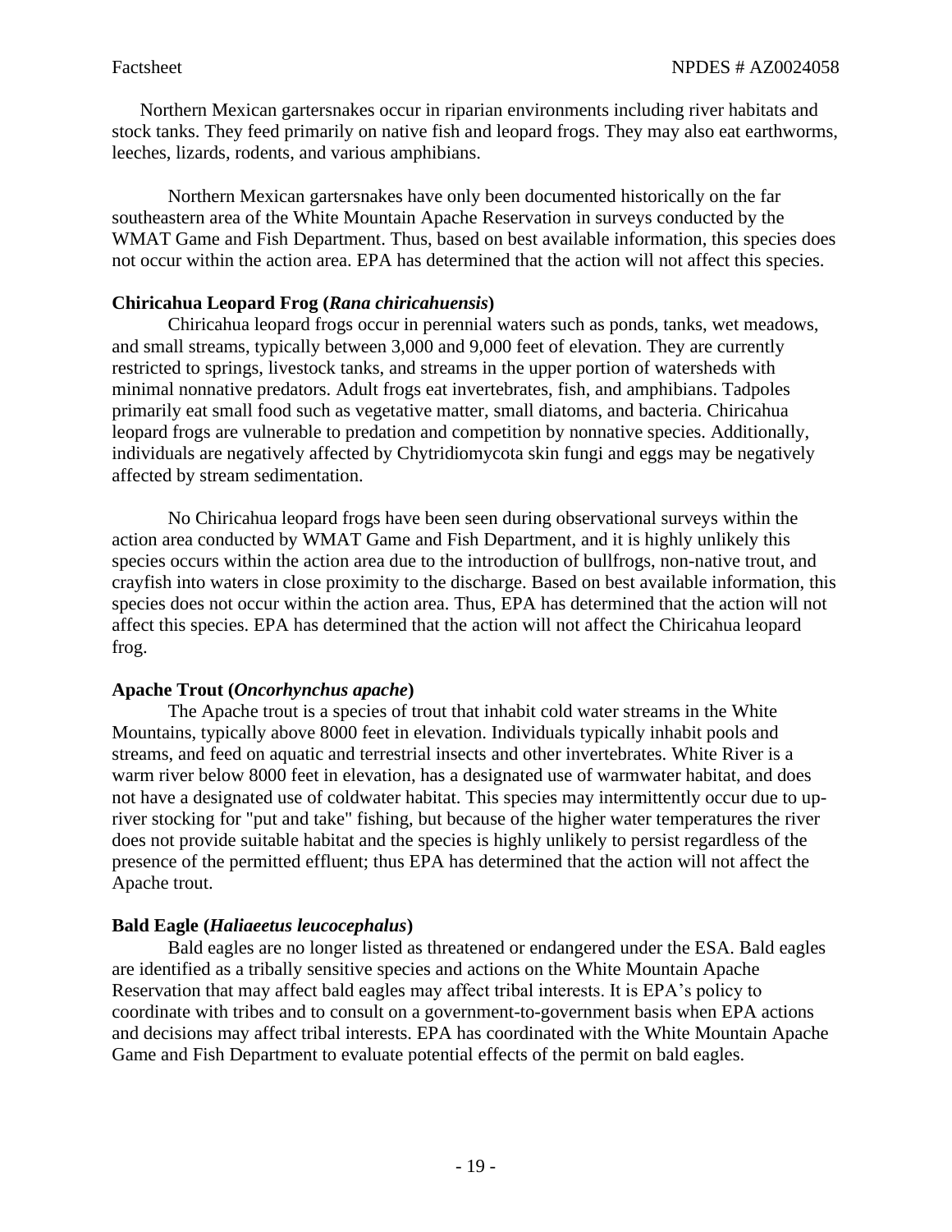Northern Mexican gartersnakes occur in riparian environments including river habitats and stock tanks. They feed primarily on native fish and leopard frogs. They may also eat earthworms, leeches, lizards, rodents, and various amphibians.

Northern Mexican gartersnakes have only been documented historically on the far southeastern area of the White Mountain Apache Reservation in surveys conducted by the WMAT Game and Fish Department. Thus, based on best available information, this species does not occur within the action area. EPA has determined that the action will not affect this species.

**Chiricahua Leopard Frog (*Rana chiricahuensis*)**

Chiricahua leopard frogs occur in perennial waters such as ponds, tanks, wet meadows, and small streams, typically between 3,000 and 9,000 feet of elevation. They are currently restricted to springs, livestock tanks, and streams in the upper portion of watersheds with minimal nonnative predators. Adult frogs eat invertebrates, fish, and amphibians. Tadpoles primarily eat small food such as vegetative matter, small diatoms, and bacteria. Chiricahua leopard frogs are vulnerable to predation and competition by nonnative species. Additionally, individuals are negatively affected by Chytridiomycota skin fungi and eggs may be negatively affected by stream sedimentation.

No Chiricahua leopard frogs have been seen during observational surveys within the action area conducted by WMAT Game and Fish Department, and it is highly unlikely this species occurs within the action area due to the introduction of bullfrogs, non-native trout, and crayfish into waters in close proximity to the discharge. Based on best available information, this species does not occur within the action area. Thus, EPA has determined that the action will not affect this species. EPA has determined that the action will not affect the Chiricahua leopard frog.

**Apache Trout (*Oncorhynchus apache*)**

The Apache trout is a species of trout that inhabit cold water streams in the White Mountains, typically above 8000 feet in elevation. Individuals typically inhabit pools and streams, and feed on aquatic and terrestrial insects and other invertebrates. White River is a warm river below 8000 feet in elevation, has a designated use of warmwater habitat, and does not have a designated use of coldwater habitat. This species may intermittently occur due to up-river stocking for "put and take" fishing, but because of the higher water temperatures the river does not provide suitable habitat and the species is highly unlikely to persist regardless of the presence of the permitted effluent; thus EPA has determined that the action will not affect the Apache trout.

**Bald Eagle (*Haliaeetus leucocephalus*)**

Bald eagles are no longer listed as threatened or endangered under the ESA. Bald eagles are identified as a tribally sensitive species and actions on the White Mountain Apache Reservation that may affect bald eagles may affect tribal interests. It is EPA's policy to coordinate with tribes and to consult on a government-to-government basis when EPA actions and decisions may affect tribal interests. EPA has coordinated with the White Mountain Apache Game and Fish Department to evaluate potential effects of the permit on bald eagles.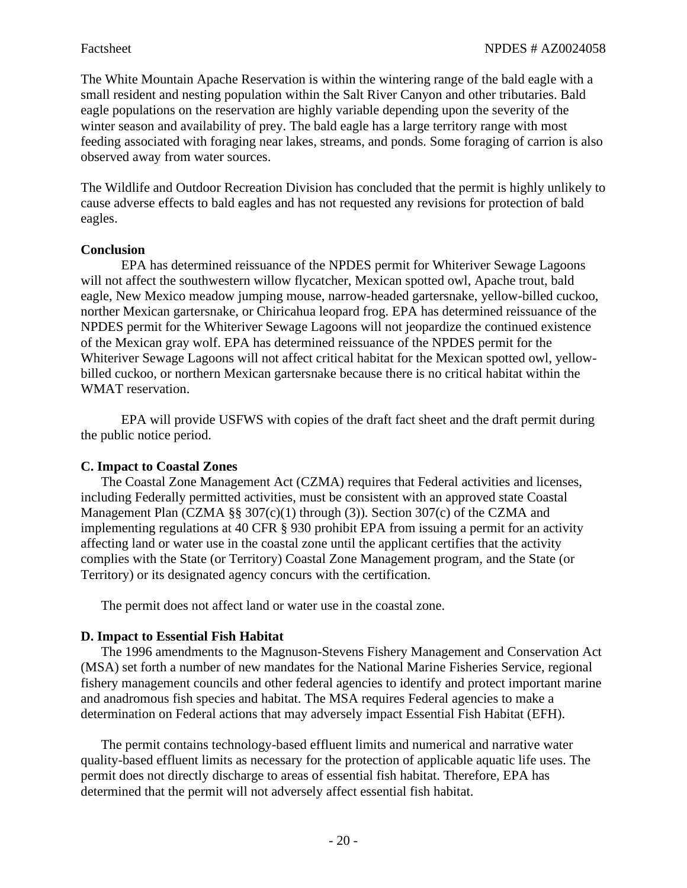The White Mountain Apache Reservation is within the wintering range of the bald eagle with a small resident and nesting population within the Salt River Canyon and other tributaries. Bald eagle populations on the reservation are highly variable depending upon the severity of the winter season and availability of prey. The bald eagle has a large territory range with most feeding associated with foraging near lakes, streams, and ponds. Some foraging of carrion is also observed away from water sources.

The Wildlife and Outdoor Recreation Division has concluded that the permit is highly unlikely to cause adverse effects to bald eagles and has not requested any revisions for protection of bald eagles.

**Conclusion**

EPA has determined reissuance of the NPDES permit for Whiteriver Sewage Lagoons will not affect the southwestern willow flycatcher, Mexican spotted owl, Apache trout, bald eagle, New Mexico meadow jumping mouse, narrow-headed gartersnake, yellow-billed cuckoo, norther Mexican gartersnake, or Chiricahua leopard frog. EPA has determined reissuance of the NPDES permit for the Whiteriver Sewage Lagoons will not jeopardize the continued existence of the Mexican gray wolf. EPA has determined reissuance of the NPDES permit for the Whiteriver Sewage Lagoons will not affect critical habitat for the Mexican spotted owl, yellow-billed cuckoo, or northern Mexican gartersnake because there is no critical habitat within the WMAT reservation.

EPA will provide USFWS with copies of the draft fact sheet and the draft permit during the public notice period.

**C. Impact to Coastal Zones**

The Coastal Zone Management Act (CZMA) requires that Federal activities and licenses, including Federally permitted activities, must be consistent with an approved state Coastal Management Plan (CZMA §§ 307(c)(1) through (3)). Section 307(c) of the CZMA and implementing regulations at 40 CFR § 930 prohibit EPA from issuing a permit for an activity affecting land or water use in the coastal zone until the applicant certifies that the activity complies with the State (or Territory) Coastal Zone Management program, and the State (or Territory) or its designated agency concurs with the certification.

The permit does not affect land or water use in the coastal zone.

**D. Impact to Essential Fish Habitat**

The 1996 amendments to the Magnuson-Stevens Fishery Management and Conservation Act (MSA) set forth a number of new mandates for the National Marine Fisheries Service, regional fishery management councils and other federal agencies to identify and protect important marine and anadromous fish species and habitat. The MSA requires Federal agencies to make a determination on Federal actions that may adversely impact Essential Fish Habitat (EFH).

The permit contains technology-based effluent limits and numerical and narrative water quality-based effluent limits as necessary for the protection of applicable aquatic life uses. The permit does not directly discharge to areas of essential fish habitat. Therefore, EPA has determined that the permit will not adversely affect essential fish habitat.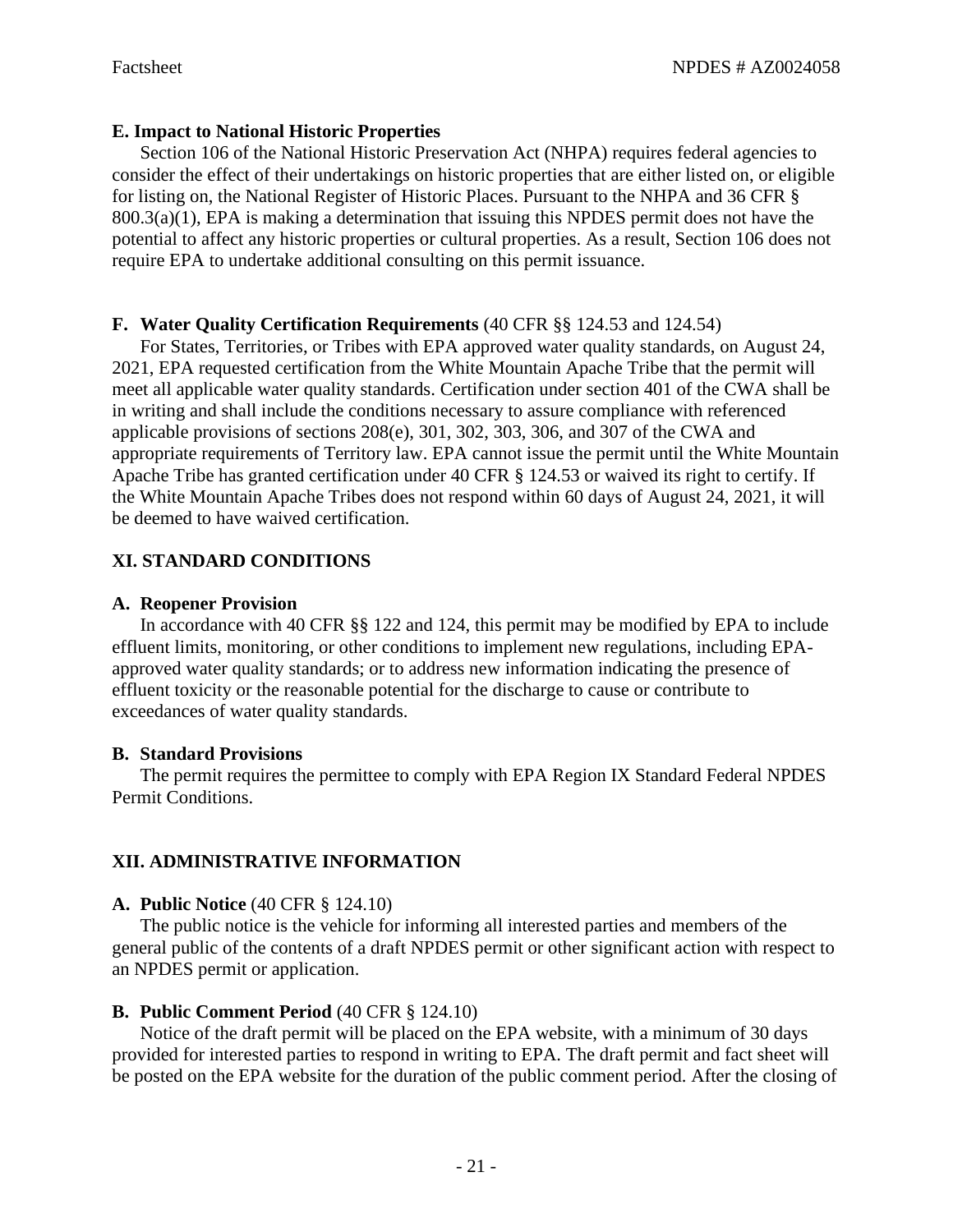**E. Impact to National Historic Properties**

Section 106 of the National Historic Preservation Act (NHPA) requires federal agencies to consider the effect of their undertakings on historic properties that are either listed on, or eligible for listing on, the National Register of Historic Places. Pursuant to the NHPA and 36 CFR § 800.3(a)(1), EPA is making a determination that issuing this NPDES permit does not have the potential to affect any historic properties or cultural properties. As a result, Section 106 does not require EPA to undertake additional consulting on this permit issuance.

**F. Water Quality Certification Requirements** (40 CFR §§ 124.53 and 124.54)

For States, Territories, or Tribes with EPA approved water quality standards, on August 24, 2021, EPA requested certification from the White Mountain Apache Tribe that the permit will meet all applicable water quality standards. Certification under section 401 of the CWA shall be in writing and shall include the conditions necessary to assure compliance with referenced applicable provisions of sections 208(e), 301, 302, 303, 306, and 307 of the CWA and appropriate requirements of Territory law. EPA cannot issue the permit until the White Mountain Apache Tribe has granted certification under 40 CFR § 124.53 or waived its right to certify. If the White Mountain Apache Tribes does not respond within 60 days of August 24, 2021, it will be deemed to have waived certification.

## XI. STANDARD CONDITIONS

**A. Reopener Provision**

In accordance with 40 CFR §§ 122 and 124, this permit may be modified by EPA to include effluent limits, monitoring, or other conditions to implement new regulations, including EPA-approved water quality standards; or to address new information indicating the presence of effluent toxicity or the reasonable potential for the discharge to cause or contribute to exceedances of water quality standards.

**B. Standard Provisions**

The permit requires the permittee to comply with EPA Region IX Standard Federal NPDES Permit Conditions.

## XII. ADMINISTRATIVE INFORMATION

**A. Public Notice** (40 CFR § 124.10)

The public notice is the vehicle for informing all interested parties and members of the general public of the contents of a draft NPDES permit or other significant action with respect to an NPDES permit or application.

**B. Public Comment Period** (40 CFR § 124.10)

Notice of the draft permit will be placed on the EPA website, with a minimum of 30 days provided for interested parties to respond in writing to EPA. The draft permit and fact sheet will be posted on the EPA website for the duration of the public comment period. After the closing of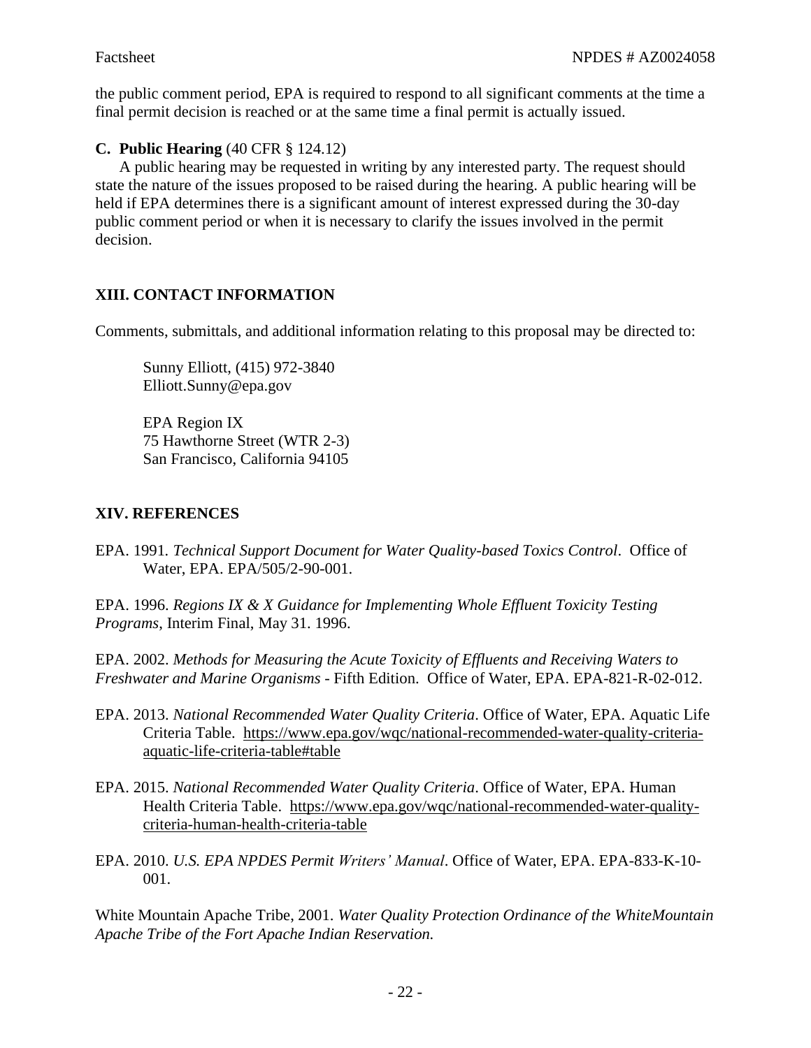the public comment period, EPA is required to respond to all significant comments at the time a final permit decision is reached or at the same time a final permit is actually issued.

### C. Public Hearing (40 CFR § 124.12)

A public hearing may be requested in writing by any interested party. The request should state the nature of the issues proposed to be raised during the hearing. A public hearing will be held if EPA determines there is a significant amount of interest expressed during the 30-day public comment period or when it is necessary to clarify the issues involved in the permit decision.

## XIII. CONTACT INFORMATION

Comments, submittals, and additional information relating to this proposal may be directed to:

Sunny Elliott, (415) 972-3840
Elliott.Sunny@epa.gov

EPA Region IX
75 Hawthorne Street (WTR 2-3)
San Francisco, California 94105

## XIV. REFERENCES

EPA. 1991. *Technical Support Document for Water Quality-based Toxics Control*. Office of Water, EPA. EPA/505/2-90-001.

EPA. 1996. *Regions IX & X Guidance for Implementing Whole Effluent Toxicity Testing Programs*, Interim Final, May 31. 1996.

EPA. 2002. *Methods for Measuring the Acute Toxicity of Effluents and Receiving Waters to Freshwater and Marine Organisms* - Fifth Edition. Office of Water, EPA. EPA-821-R-02-012.

EPA. 2013. *National Recommended Water Quality Criteria*. Office of Water, EPA. Aquatic Life Criteria Table. https://www.epa.gov/wqc/national-recommended-water-quality-criteria-aquatic-life-criteria-table#table

EPA. 2015. *National Recommended Water Quality Criteria*. Office of Water, EPA. Human Health Criteria Table. https://www.epa.gov/wqc/national-recommended-water-quality-criteria-human-health-criteria-table

EPA. 2010. *U.S. EPA NPDES Permit Writers' Manual*. Office of Water, EPA. EPA-833-K-10-001.

White Mountain Apache Tribe, 2001. *Water Quality Protection Ordinance of the WhiteMountain Apache Tribe of the Fort Apache Indian Reservation.*